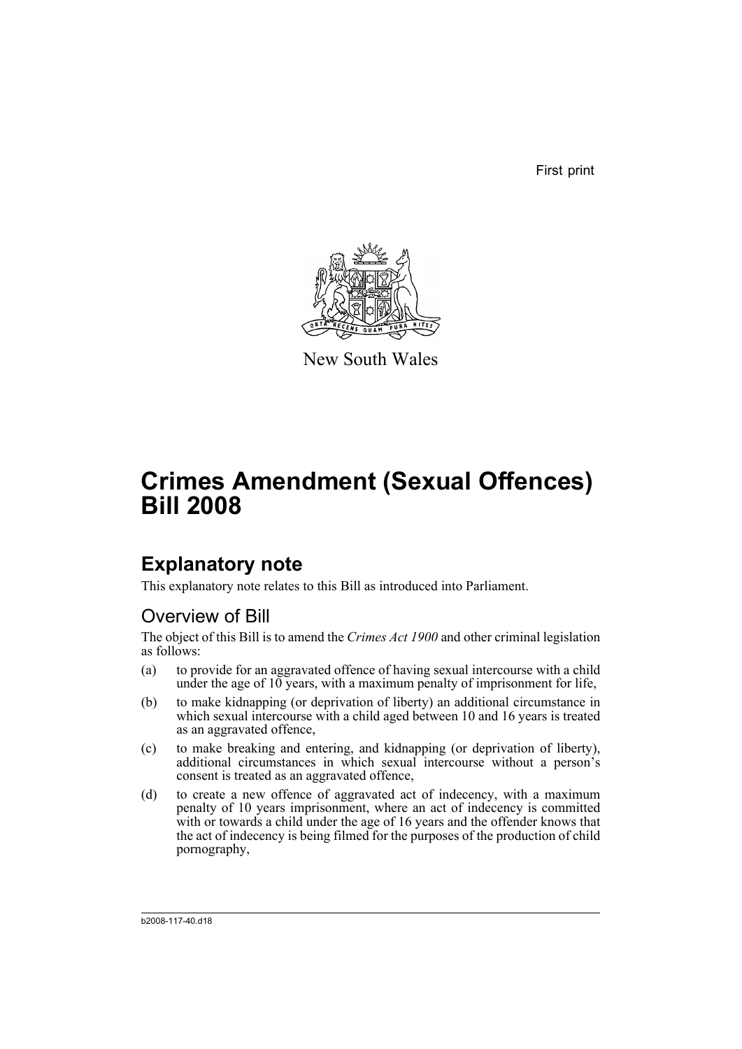First print

New South Wales

# Crimes Amendment (Sexual Offences) Bill 2008

## Explanatory note

This explanatory note relates to this Bill as introduced into Parliament.

### Overview of Bill

The object of this Bill is to amend the *Crimes Act 1900* and other criminal legislation as follows:

(a) to provide for an aggravated offence of having sexual intercourse with a child under the age of 10 years, with a maximum penalty of imprisonment for life,

(b) to make kidnapping (or deprivation of liberty) an additional circumstance in which sexual intercourse with a child aged between 10 and 16 years is treated as an aggravated offence,

(c) to make breaking and entering, and kidnapping (or deprivation of liberty), additional circumstances in which sexual intercourse without a person's consent is treated as an aggravated offence,

(d) to create a new offence of aggravated act of indecency, with a maximum penalty of 10 years imprisonment, where an act of indecency is committed with or towards a child under the age of 16 years and the offender knows that the act of indecency is being filmed for the purposes of the production of child pornography,

b2008-117-40.d18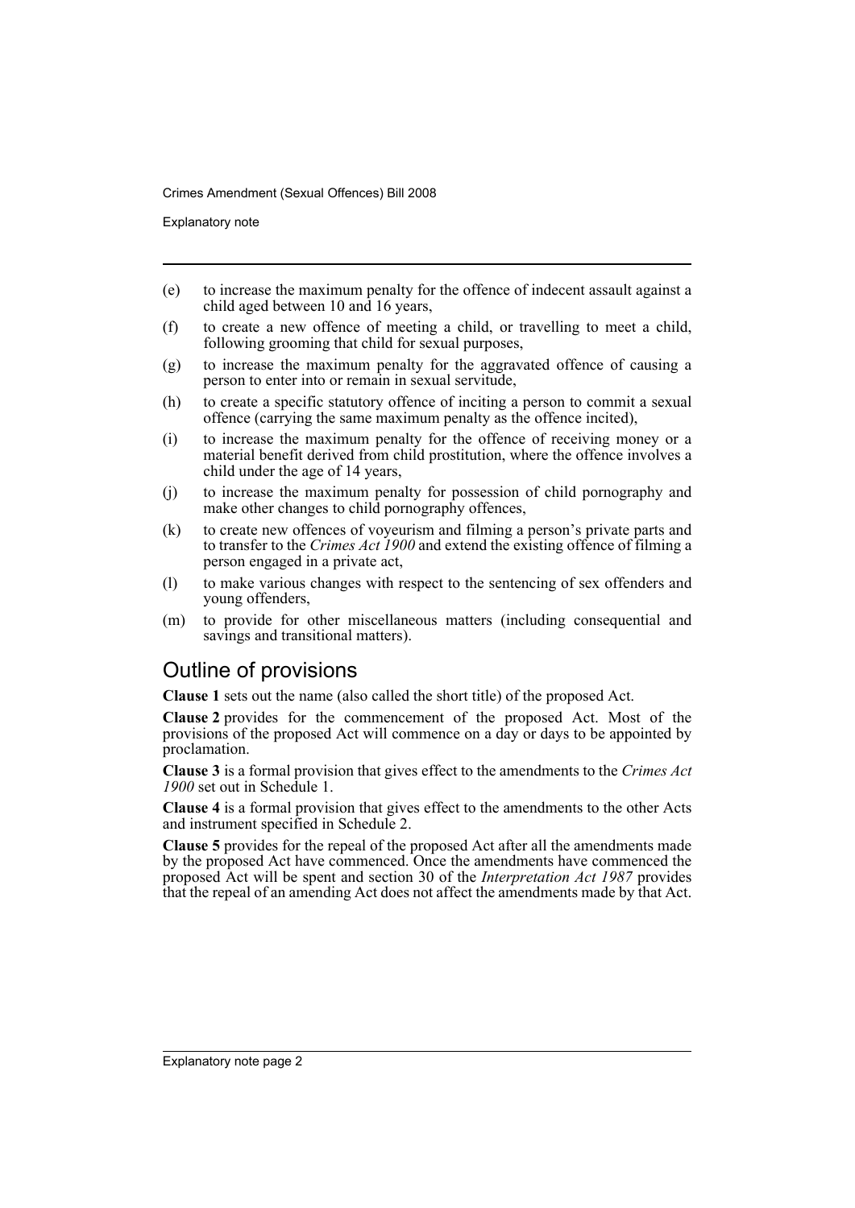(e) to increase the maximum penalty for the offence of indecent assault against a child aged between 10 and 16 years,

(f) to create a new offence of meeting a child, or travelling to meet a child, following grooming that child for sexual purposes,

(g) to increase the maximum penalty for the aggravated offence of causing a person to enter into or remain in sexual servitude,

(h) to create a specific statutory offence of inciting a person to commit a sexual offence (carrying the same maximum penalty as the offence incited),

(i) to increase the maximum penalty for the offence of receiving money or a material benefit derived from child prostitution, where the offence involves a child under the age of 14 years,

(j) to increase the maximum penalty for possession of child pornography and make other changes to child pornography offences,

(k) to create new offences of voyeurism and filming a person's private parts and to transfer to the *Crimes Act 1900* and extend the existing offence of filming a person engaged in a private act,

(l) to make various changes with respect to the sentencing of sex offenders and young offenders,

(m) to provide for other miscellaneous matters (including consequential and savings and transitional matters).

## Outline of provisions

**Clause 1** sets out the name (also called the short title) of the proposed Act.

**Clause 2** provides for the commencement of the proposed Act. Most of the provisions of the proposed Act will commence on a day or days to be appointed by proclamation.

**Clause 3** is a formal provision that gives effect to the amendments to the *Crimes Act 1900* set out in Schedule 1.

**Clause 4** is a formal provision that gives effect to the amendments to the other Acts and instrument specified in Schedule 2.

**Clause 5** provides for the repeal of the proposed Act after all the amendments made by the proposed Act have commenced. Once the amendments have commenced the proposed Act will be spent and section 30 of the *Interpretation Act 1987* provides that the repeal of an amending Act does not affect the amendments made by that Act.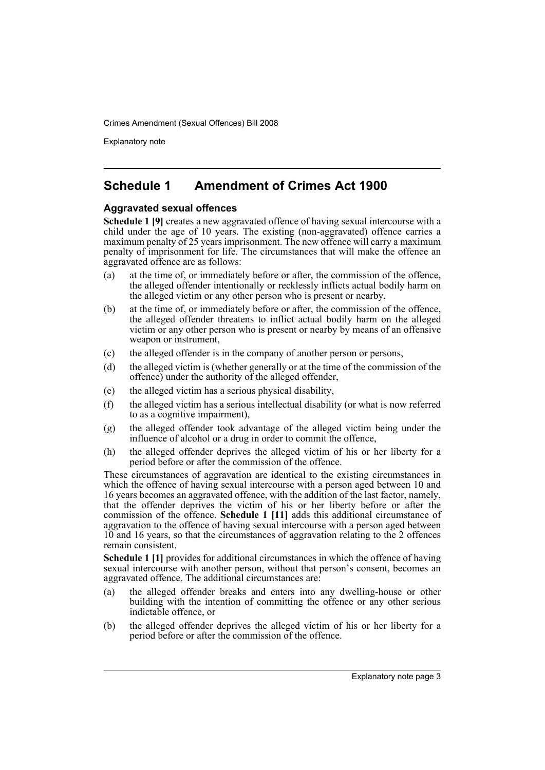## Schedule 1 Amendment of Crimes Act 1900

### Aggravated sexual offences

**Schedule 1 [9]** creates a new aggravated offence of having sexual intercourse with a child under the age of 10 years. The existing (non-aggravated) offence carries a maximum penalty of 25 years imprisonment. The new offence will carry a maximum penalty of imprisonment for life. The circumstances that will make the offence an aggravated offence are as follows:

(a) at the time of, or immediately before or after, the commission of the offence, the alleged offender intentionally or recklessly inflicts actual bodily harm on the alleged victim or any other person who is present or nearby,

(b) at the time of, or immediately before or after, the commission of the offence, the alleged offender threatens to inflict actual bodily harm on the alleged victim or any other person who is present or nearby by means of an offensive weapon or instrument,

(c) the alleged offender is in the company of another person or persons,

(d) the alleged victim is (whether generally or at the time of the commission of the offence) under the authority of the alleged offender,

(e) the alleged victim has a serious physical disability,

(f) the alleged victim has a serious intellectual disability (or what is now referred to as a cognitive impairment),

(g) the alleged offender took advantage of the alleged victim being under the influence of alcohol or a drug in order to commit the offence,

(h) the alleged offender deprives the alleged victim of his or her liberty for a period before or after the commission of the offence.

These circumstances of aggravation are identical to the existing circumstances in which the offence of having sexual intercourse with a person aged between 10 and 16 years becomes an aggravated offence, with the addition of the last factor, namely, that the offender deprives the victim of his or her liberty before or after the commission of the offence. **Schedule 1 [11]** adds this additional circumstance of aggravation to the offence of having sexual intercourse with a person aged between 10 and 16 years, so that the circumstances of aggravation relating to the 2 offences remain consistent.

**Schedule 1 [1]** provides for additional circumstances in which the offence of having sexual intercourse with another person, without that person's consent, becomes an aggravated offence. The additional circumstances are:

(a) the alleged offender breaks and enters into any dwelling-house or other building with the intention of committing the offence or any other serious indictable offence, or

(b) the alleged offender deprives the alleged victim of his or her liberty for a period before or after the commission of the offence.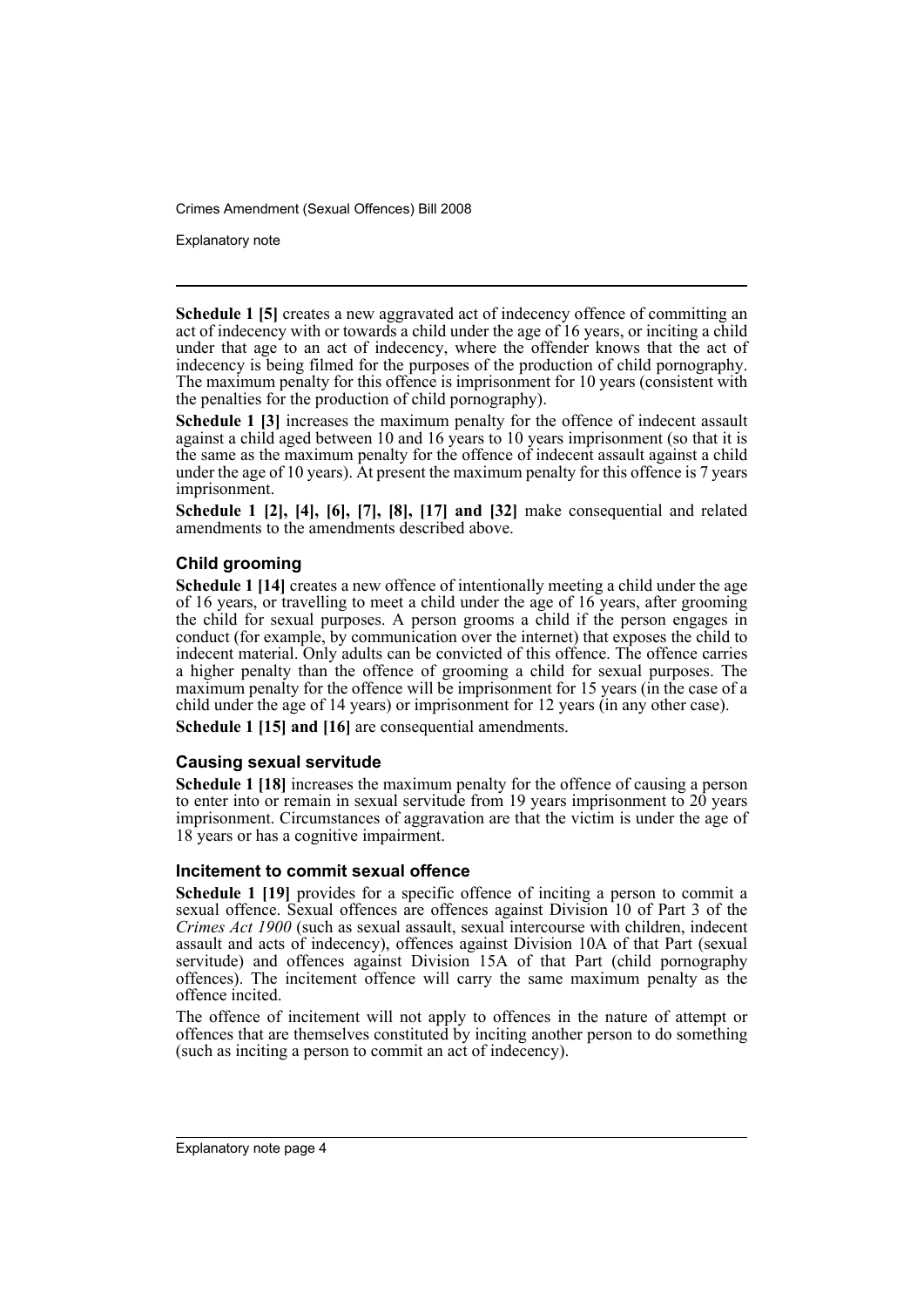**Schedule 1 [5]** creates a new aggravated act of indecency offence of committing an act of indecency with or towards a child under the age of 16 years, or inciting a child under that age to an act of indecency, where the offender knows that the act of indecency is being filmed for the purposes of the production of child pornography. The maximum penalty for this offence is imprisonment for 10 years (consistent with the penalties for the production of child pornography).

**Schedule 1 [3]** increases the maximum penalty for the offence of indecent assault against a child aged between 10 and 16 years to 10 years imprisonment (so that it is the same as the maximum penalty for the offence of indecent assault against a child under the age of 10 years). At present the maximum penalty for this offence is 7 years imprisonment.

**Schedule 1 [2], [4], [6], [7], [8], [17] and [32]** make consequential and related amendments to the amendments described above.

### Child grooming

**Schedule 1 [14]** creates a new offence of intentionally meeting a child under the age of 16 years, or travelling to meet a child under the age of 16 years, after grooming the child for sexual purposes. A person grooms a child if the person engages in conduct (for example, by communication over the internet) that exposes the child to indecent material. Only adults can be convicted of this offence. The offence carries a higher penalty than the offence of grooming a child for sexual purposes. The maximum penalty for the offence will be imprisonment for 15 years (in the case of a child under the age of 14 years) or imprisonment for 12 years (in any other case).

**Schedule 1 [15] and [16]** are consequential amendments.

### Causing sexual servitude

**Schedule 1 [18]** increases the maximum penalty for the offence of causing a person to enter into or remain in sexual servitude from 19 years imprisonment to 20 years imprisonment. Circumstances of aggravation are that the victim is under the age of 18 years or has a cognitive impairment.

### Incitement to commit sexual offence

**Schedule 1 [19]** provides for a specific offence of inciting a person to commit a sexual offence. Sexual offences are offences against Division 10 of Part 3 of the *Crimes Act 1900* (such as sexual assault, sexual intercourse with children, indecent assault and acts of indecency), offences against Division 10A of that Part (sexual servitude) and offences against Division 15A of that Part (child pornography offences). The incitement offence will carry the same maximum penalty as the offence incited.

The offence of incitement will not apply to offences in the nature of attempt or offences that are themselves constituted by inciting another person to do something (such as inciting a person to commit an act of indecency).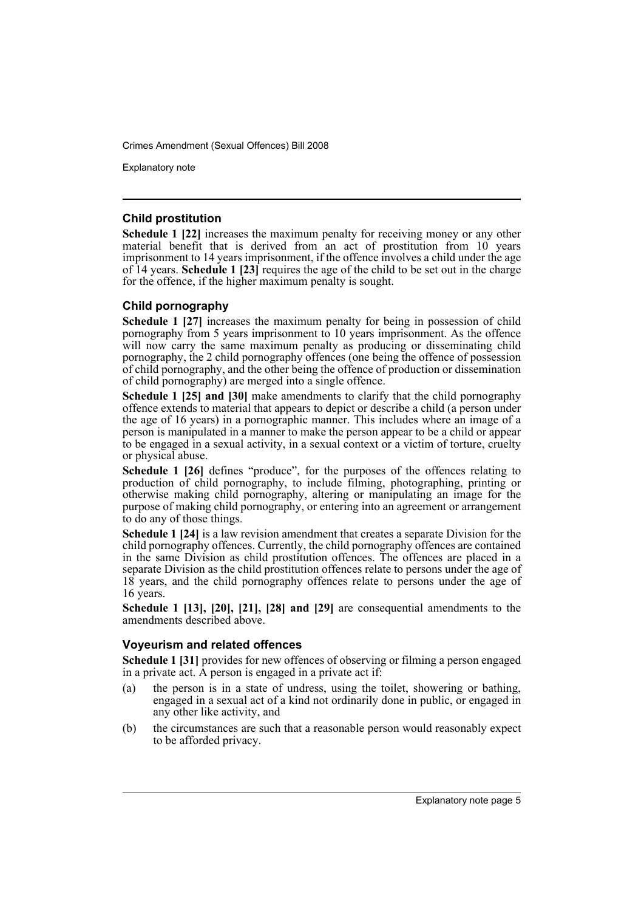### Child prostitution

**Schedule 1 [22]** increases the maximum penalty for receiving money or any other material benefit that is derived from an act of prostitution from 10 years imprisonment to 14 years imprisonment, if the offence involves a child under the age of 14 years. **Schedule 1 [23]** requires the age of the child to be set out in the charge for the offence, if the higher maximum penalty is sought.

### Child pornography

**Schedule 1 [27]** increases the maximum penalty for being in possession of child pornography from 5 years imprisonment to 10 years imprisonment. As the offence will now carry the same maximum penalty as producing or disseminating child pornography, the 2 child pornography offences (one being the offence of possession of child pornography, and the other being the offence of production or dissemination of child pornography) are merged into a single offence.

**Schedule 1 [25] and [30]** make amendments to clarify that the child pornography offence extends to material that appears to depict or describe a child (a person under the age of 16 years) in a pornographic manner. This includes where an image of a person is manipulated in a manner to make the person appear to be a child or appear to be engaged in a sexual activity, in a sexual context or a victim of torture, cruelty or physical abuse.

**Schedule 1 [26]** defines "produce", for the purposes of the offences relating to production of child pornography, to include filming, photographing, printing or otherwise making child pornography, altering or manipulating an image for the purpose of making child pornography, or entering into an agreement or arrangement to do any of those things.

**Schedule 1 [24]** is a law revision amendment that creates a separate Division for the child pornography offences. Currently, the child pornography offences are contained in the same Division as child prostitution offences. The offences are placed in a separate Division as the child prostitution offences relate to persons under the age of 18 years, and the child pornography offences relate to persons under the age of 16 years.

**Schedule 1 [13], [20], [21], [28] and [29]** are consequential amendments to the amendments described above.

### Voyeurism and related offences

**Schedule 1 [31]** provides for new offences of observing or filming a person engaged in a private act. A person is engaged in a private act if:

(a) the person is in a state of undress, using the toilet, showering or bathing, engaged in a sexual act of a kind not ordinarily done in public, or engaged in any other like activity, and

(b) the circumstances are such that a reasonable person would reasonably expect to be afforded privacy.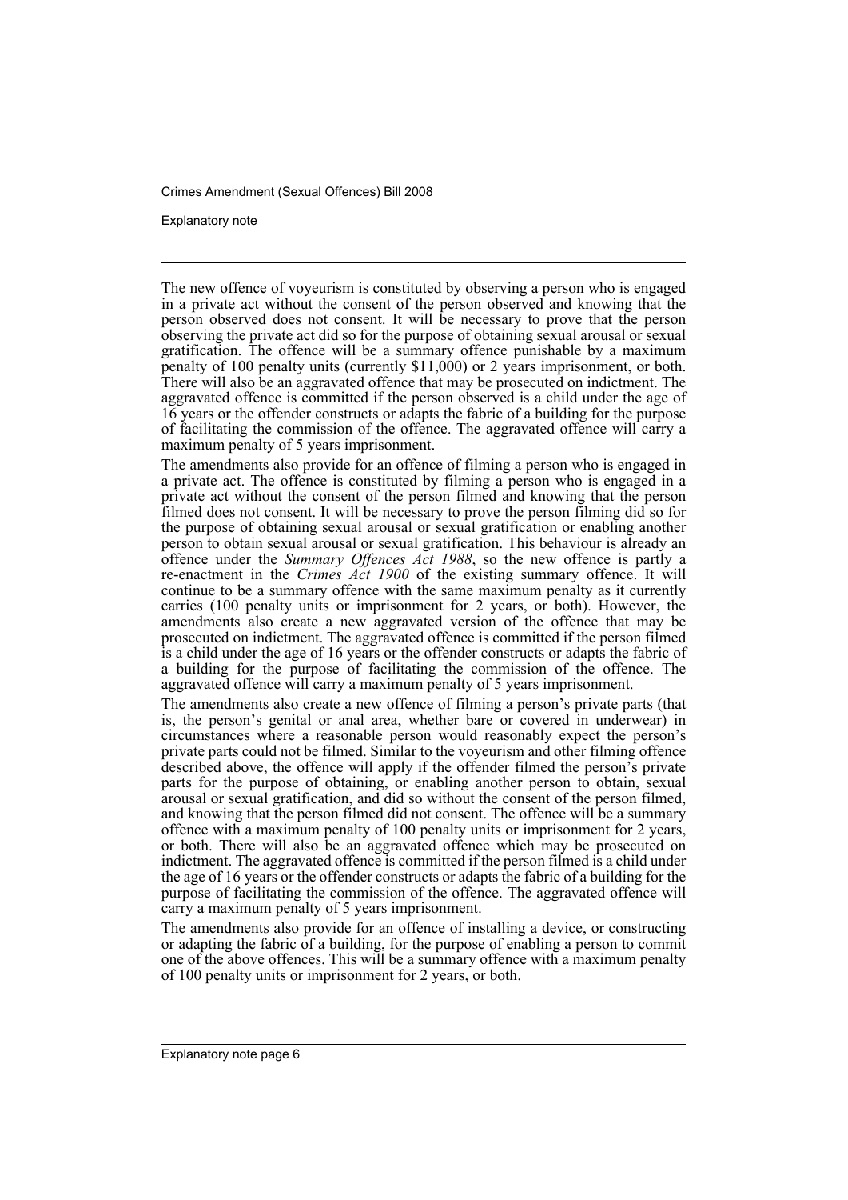The new offence of voyeurism is constituted by observing a person who is engaged in a private act without the consent of the person observed and knowing that the person observed does not consent. It will be necessary to prove that the person observing the private act did so for the purpose of obtaining sexual arousal or sexual gratification. The offence will be a summary offence punishable by a maximum penalty of 100 penalty units (currently $11,000) or 2 years imprisonment, or both. There will also be an aggravated offence that may be prosecuted on indictment. The aggravated offence is committed if the person observed is a child under the age of 16 years or the offender constructs or adapts the fabric of a building for the purpose of facilitating the commission of the offence. The aggravated offence will carry a maximum penalty of 5 years imprisonment.

The amendments also provide for an offence of filming a person who is engaged in a private act. The offence is constituted by filming a person who is engaged in a private act without the consent of the person filmed and knowing that the person filmed does not consent. It will be necessary to prove the person filming did so for the purpose of obtaining sexual arousal or sexual gratification or enabling another person to obtain sexual arousal or sexual gratification. This behaviour is already an offence under the *Summary Offences Act 1988*, so the new offence is partly a re-enactment in the *Crimes Act 1900* of the existing summary offence. It will continue to be a summary offence with the same maximum penalty as it currently carries (100 penalty units or imprisonment for 2 years, or both). However, the amendments also create a new aggravated version of the offence that may be prosecuted on indictment. The aggravated offence is committed if the person filmed is a child under the age of 16 years or the offender constructs or adapts the fabric of a building for the purpose of facilitating the commission of the offence. The aggravated offence will carry a maximum penalty of 5 years imprisonment.

The amendments also create a new offence of filming a person's private parts (that is, the person's genital or anal area, whether bare or covered in underwear) in circumstances where a reasonable person would reasonably expect the person's private parts could not be filmed. Similar to the voyeurism and other filming offence described above, the offence will apply if the offender filmed the person's private parts for the purpose of obtaining, or enabling another person to obtain, sexual arousal or sexual gratification, and did so without the consent of the person filmed, and knowing that the person filmed did not consent. The offence will be a summary offence with a maximum penalty of 100 penalty units or imprisonment for 2 years, or both. There will also be an aggravated offence which may be prosecuted on indictment. The aggravated offence is committed if the person filmed is a child under the age of 16 years or the offender constructs or adapts the fabric of a building for the purpose of facilitating the commission of the offence. The aggravated offence will carry a maximum penalty of 5 years imprisonment.

The amendments also provide for an offence of installing a device, or constructing or adapting the fabric of a building, for the purpose of enabling a person to commit one of the above offences. This will be a summary offence with a maximum penalty of 100 penalty units or imprisonment for 2 years, or both.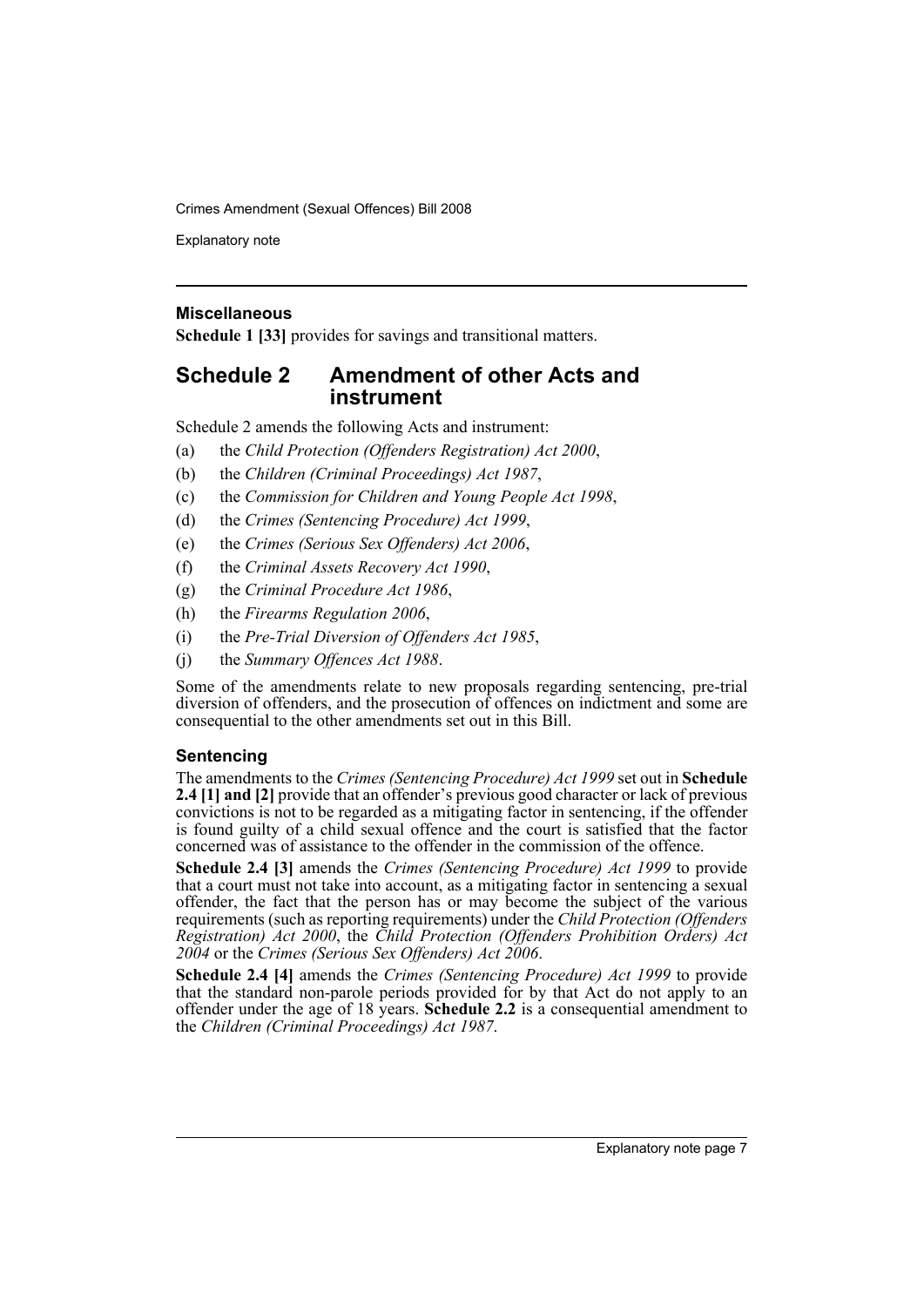### Miscellaneous

**Schedule 1 [33]** provides for savings and transitional matters.

## Schedule 2 Amendment of other Acts and instrument

Schedule 2 amends the following Acts and instrument:

(a) the *Child Protection (Offenders Registration) Act 2000*,

(b) the *Children (Criminal Proceedings) Act 1987*,

(c) the *Commission for Children and Young People Act 1998*,

(d) the *Crimes (Sentencing Procedure) Act 1999*,

(e) the *Crimes (Serious Sex Offenders) Act 2006*,

(f) the *Criminal Assets Recovery Act 1990*,

(g) the *Criminal Procedure Act 1986*,

(h) the *Firearms Regulation 2006*,

(i) the *Pre-Trial Diversion of Offenders Act 1985*,

(j) the *Summary Offences Act 1988*.

Some of the amendments relate to new proposals regarding sentencing, pre-trial diversion of offenders, and the prosecution of offences on indictment and some are consequential to the other amendments set out in this Bill.

### Sentencing

The amendments to the *Crimes (Sentencing Procedure) Act 1999* set out in **Schedule 2.4 [1] and [2]** provide that an offender's previous good character or lack of previous convictions is not to be regarded as a mitigating factor in sentencing, if the offender is found guilty of a child sexual offence and the court is satisfied that the factor concerned was of assistance to the offender in the commission of the offence.

**Schedule 2.4 [3]** amends the *Crimes (Sentencing Procedure) Act 1999* to provide that a court must not take into account, as a mitigating factor in sentencing a sexual offender, the fact that the person has or may become the subject of the various requirements (such as reporting requirements) under the *Child Protection (Offenders Registration) Act 2000*, the *Child Protection (Offenders Prohibition Orders) Act 2004* or the *Crimes (Serious Sex Offenders) Act 2006*.

**Schedule 2.4 [4]** amends the *Crimes (Sentencing Procedure) Act 1999* to provide that the standard non-parole periods provided for by that Act do not apply to an offender under the age of 18 years. **Schedule 2.2** is a consequential amendment to the *Children (Criminal Proceedings) Act 1987*.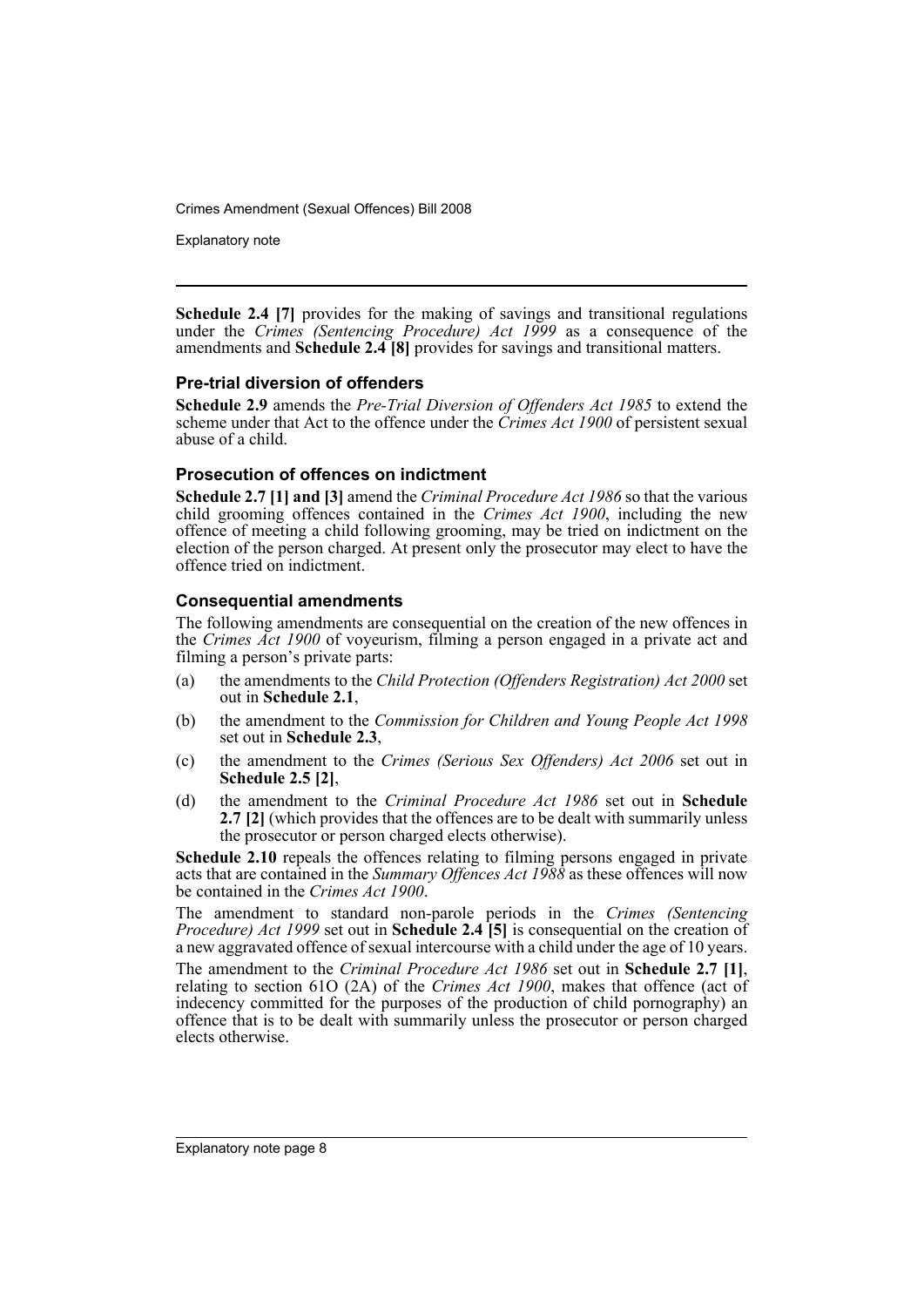**Schedule 2.4 [7]** provides for the making of savings and transitional regulations under the *Crimes (Sentencing Procedure) Act 1999* as a consequence of the amendments and **Schedule 2.4 [8]** provides for savings and transitional matters.

### Pre-trial diversion of offenders

**Schedule 2.9** amends the *Pre-Trial Diversion of Offenders Act 1985* to extend the scheme under that Act to the offence under the *Crimes Act 1900* of persistent sexual abuse of a child.

### Prosecution of offences on indictment

**Schedule 2.7 [1] and [3]** amend the *Criminal Procedure Act 1986* so that the various child grooming offences contained in the *Crimes Act 1900*, including the new offence of meeting a child following grooming, may be tried on indictment on the election of the person charged. At present only the prosecutor may elect to have the offence tried on indictment.

### Consequential amendments

The following amendments are consequential on the creation of the new offences in the *Crimes Act 1900* of voyeurism, filming a person engaged in a private act and filming a person's private parts:

(a) the amendments to the *Child Protection (Offenders Registration) Act 2000* set out in **Schedule 2.1**,

(b) the amendment to the *Commission for Children and Young People Act 1998* set out in **Schedule 2.3**,

(c) the amendment to the *Crimes (Serious Sex Offenders) Act 2006* set out in **Schedule 2.5 [2]**,

(d) the amendment to the *Criminal Procedure Act 1986* set out in **Schedule 2.7 [2]** (which provides that the offences are to be dealt with summarily unless the prosecutor or person charged elects otherwise).

**Schedule 2.10** repeals the offences relating to filming persons engaged in private acts that are contained in the *Summary Offences Act 1988* as these offences will now be contained in the *Crimes Act 1900*.

The amendment to standard non-parole periods in the *Crimes (Sentencing Procedure) Act 1999* set out in **Schedule 2.4 [5]** is consequential on the creation of a new aggravated offence of sexual intercourse with a child under the age of 10 years.

The amendment to the *Criminal Procedure Act 1986* set out in **Schedule 2.7 [1]**, relating to section 61O (2A) of the *Crimes Act 1900*, makes that offence (act of indecency committed for the purposes of the production of child pornography) an offence that is to be dealt with summarily unless the prosecutor or person charged elects otherwise.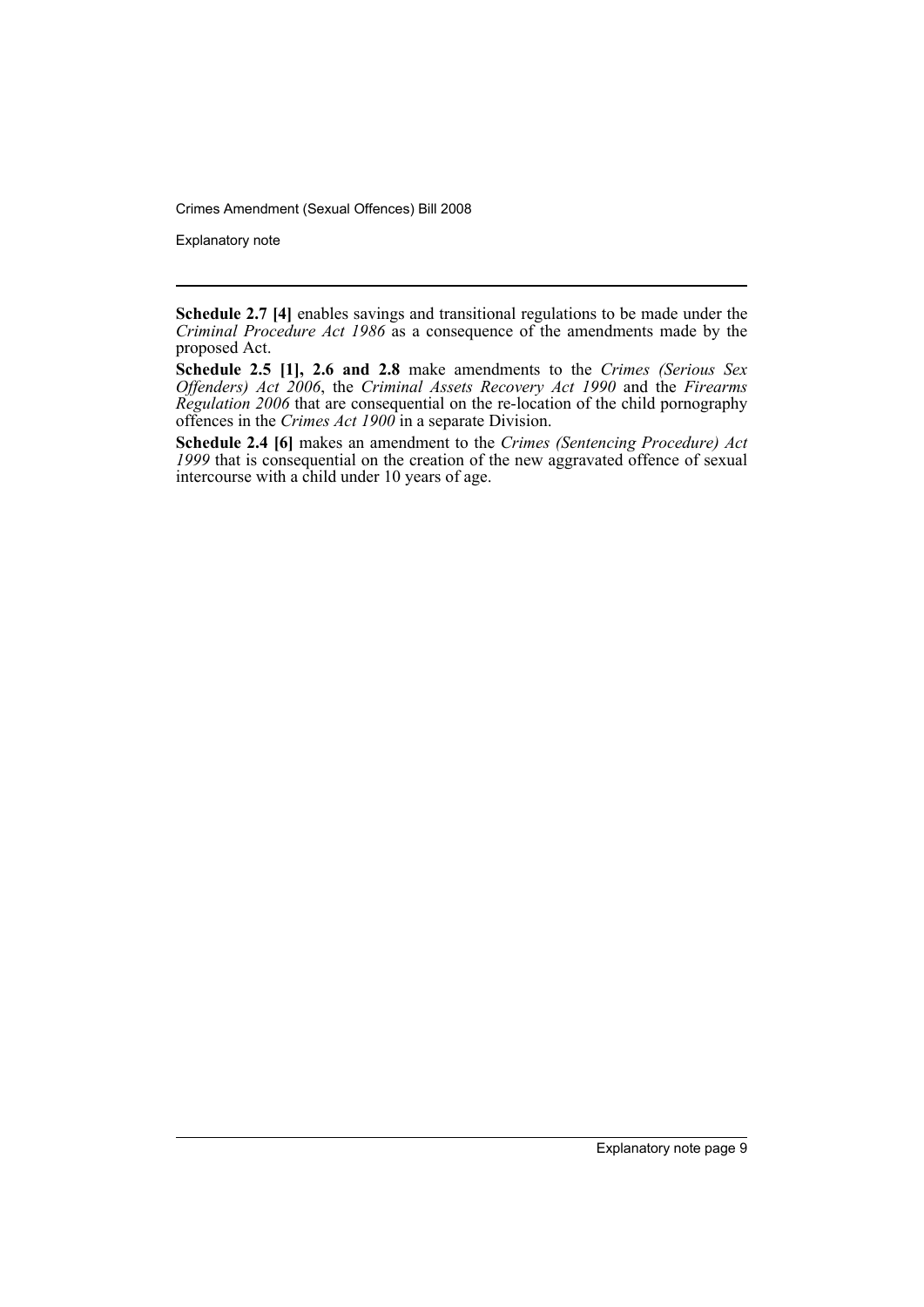**Schedule 2.7 [4]** enables savings and transitional regulations to be made under the *Criminal Procedure Act 1986* as a consequence of the amendments made by the proposed Act.

**Schedule 2.5 [1], 2.6 and 2.8** make amendments to the *Crimes (Serious Sex Offenders) Act 2006*, the *Criminal Assets Recovery Act 1990* and the *Firearms Regulation 2006* that are consequential on the re-location of the child pornography offences in the *Crimes Act 1900* in a separate Division.

**Schedule 2.4 [6]** makes an amendment to the *Crimes (Sentencing Procedure) Act 1999* that is consequential on the creation of the new aggravated offence of sexual intercourse with a child under 10 years of age.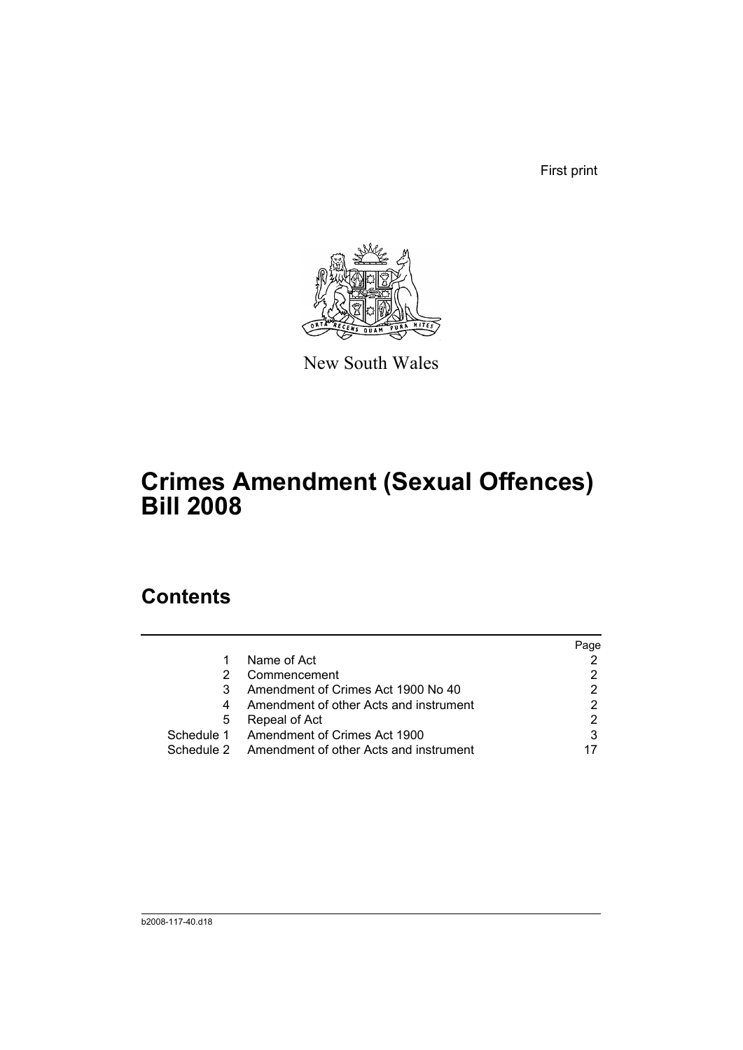First print

New South Wales

# Crimes Amendment (Sexual Offences) Bill 2008

## Contents

| | | Page |
|---|---|---|
| 1 | Name of Act | 2 |
| 2 | Commencement | 2 |
| 3 | Amendment of Crimes Act 1900 No 40 | 2 |
| 4 | Amendment of other Acts and instrument | 2 |
| 5 | Repeal of Act | 2 |
| Schedule 1 | Amendment of Crimes Act 1900 | 3 |
| Schedule 2 | Amendment of other Acts and instrument | 17 |

b2008-117-40.d18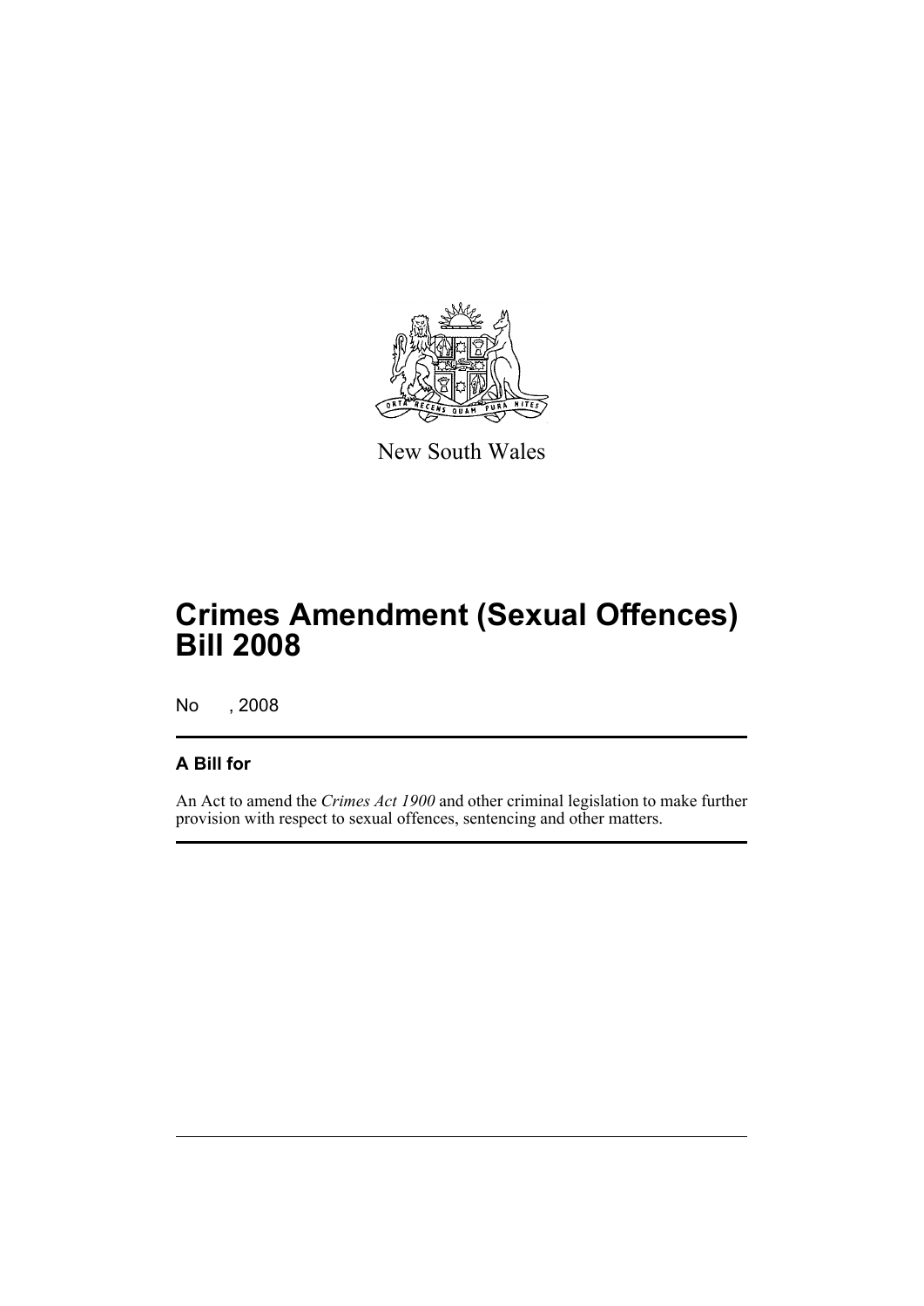New South Wales

# Crimes Amendment (Sexual Offences) Bill 2008

No , 2008

## A Bill for

An Act to amend the *Crimes Act 1900* and other criminal legislation to make further provision with respect to sexual offences, sentencing and other matters.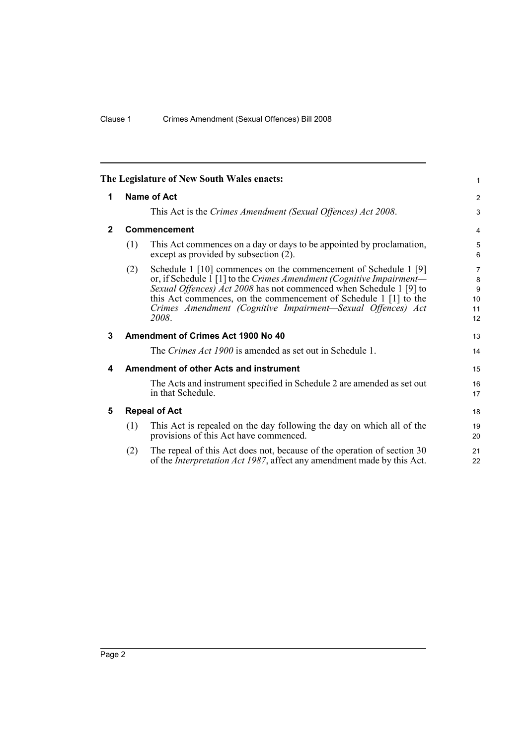The Legislature of New South Wales enacts:

## 1 Name of Act

This Act is the *Crimes Amendment (Sexual Offences) Act 2008*.

## 2 Commencement

(1) This Act commences on a day or days to be appointed by proclamation, except as provided by subsection (2).

(2) Schedule 1 [10] commences on the commencement of Schedule 1 [9] or, if Schedule 1 [1] to the *Crimes Amendment (Cognitive Impairment—Sexual Offences) Act 2008* has not commenced when Schedule 1 [9] to this Act commences, on the commencement of Schedule 1 [1] to the *Crimes Amendment (Cognitive Impairment—Sexual Offences) Act 2008*.

## 3 Amendment of Crimes Act 1900 No 40

The *Crimes Act 1900* is amended as set out in Schedule 1.

## 4 Amendment of other Acts and instrument

The Acts and instrument specified in Schedule 2 are amended as set out in that Schedule.

## 5 Repeal of Act

(1) This Act is repealed on the day following the day on which all of the provisions of this Act have commenced.

(2) The repeal of this Act does not, because of the operation of section 30 of the *Interpretation Act 1987*, affect any amendment made by this Act.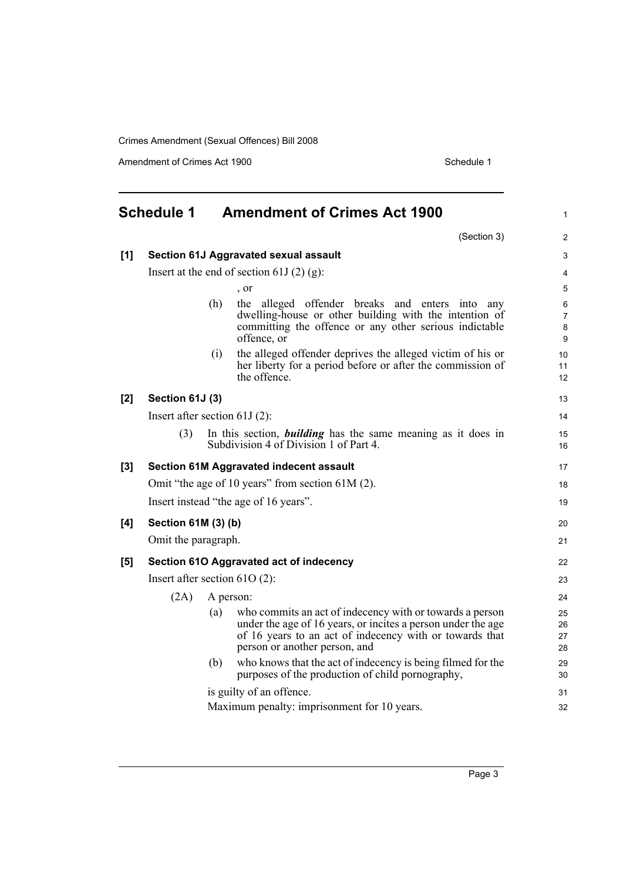## Schedule 1 Amendment of Crimes Act 1900

(Section 3)

**[1] Section 61J Aggravated sexual assault**

Insert at the end of section 61J (2) (g):

, or

(h) the alleged offender breaks and enters into any dwelling-house or other building with the intention of committing the offence or any other serious indictable offence, or

(i) the alleged offender deprives the alleged victim of his or her liberty for a period before or after the commission of the offence.

**[2] Section 61J (3)**

Insert after section 61J (2):

(3) In this section, ***building*** has the same meaning as it does in Subdivision 4 of Division 1 of Part 4.

**[3] Section 61M Aggravated indecent assault**

Omit "the age of 10 years" from section 61M (2).

Insert instead "the age of 16 years".

**[4] Section 61M (3) (b)**

Omit the paragraph.

**[5] Section 61O Aggravated act of indecency**

Insert after section 61O (2):

(2A) A person:

(a) who commits an act of indecency with or towards a person under the age of 16 years, or incites a person under the age of 16 years to an act of indecency with or towards that person or another person, and

(b) who knows that the act of indecency is being filmed for the purposes of the production of child pornography,

is guilty of an offence.

Maximum penalty: imprisonment for 10 years.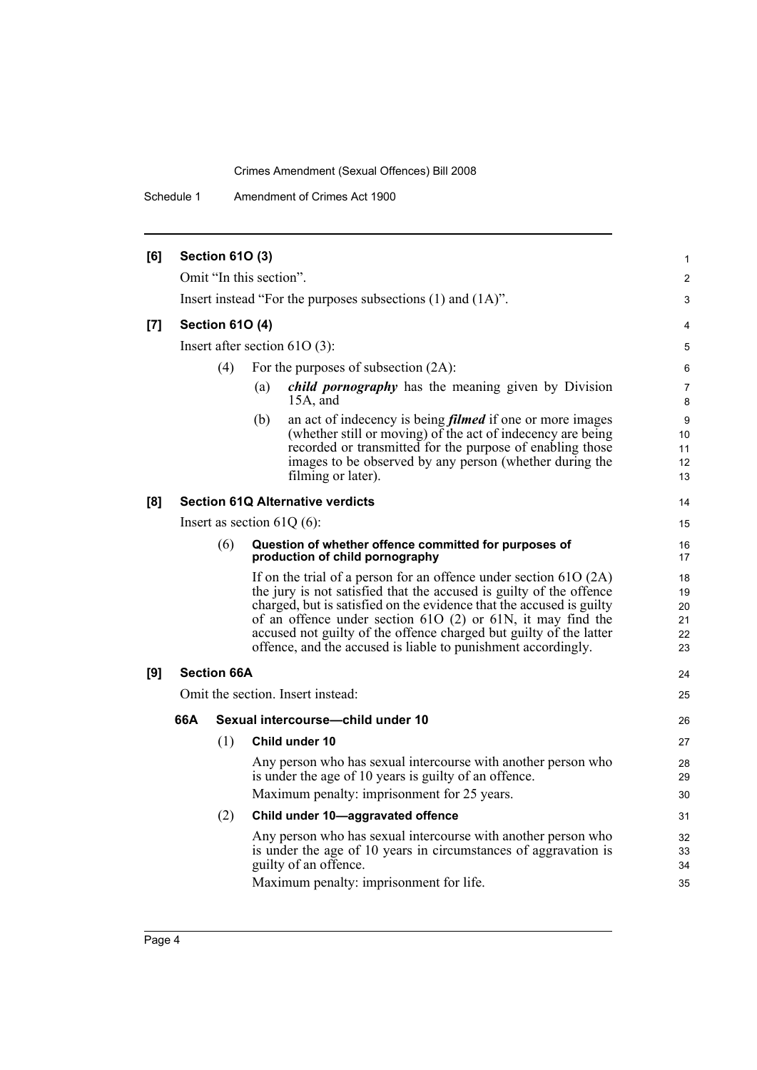**[6] Section 61O (3)**

Omit "In this section".

Insert instead "For the purposes subsections (1) and (1A)".

**[7] Section 61O (4)**

Insert after section 61O (3):

(4) For the purposes of subsection (2A):

(a) ***child pornography*** has the meaning given by Division 15A, and

(b) an act of indecency is being ***filmed*** if one or more images (whether still or moving) of the act of indecency are being recorded or transmitted for the purpose of enabling those images to be observed by any person (whether during the filming or later).

**[8] Section 61Q Alternative verdicts**

Insert as section 61Q (6):

(6) **Question of whether offence committed for purposes of production of child pornography**

If on the trial of a person for an offence under section 61O (2A) the jury is not satisfied that the accused is guilty of the offence charged, but is satisfied on the evidence that the accused is guilty of an offence under section 61O (2) or 61N, it may find the accused not guilty of the offence charged but guilty of the latter offence, and the accused is liable to punishment accordingly.

**[9] Section 66A**

Omit the section. Insert instead:

**66A Sexual intercourse—child under 10**

(1) **Child under 10**

Any person who has sexual intercourse with another person who is under the age of 10 years is guilty of an offence.

Maximum penalty: imprisonment for 25 years.

(2) **Child under 10—aggravated offence**

Any person who has sexual intercourse with another person who is under the age of 10 years in circumstances of aggravation is guilty of an offence.

Maximum penalty: imprisonment for life.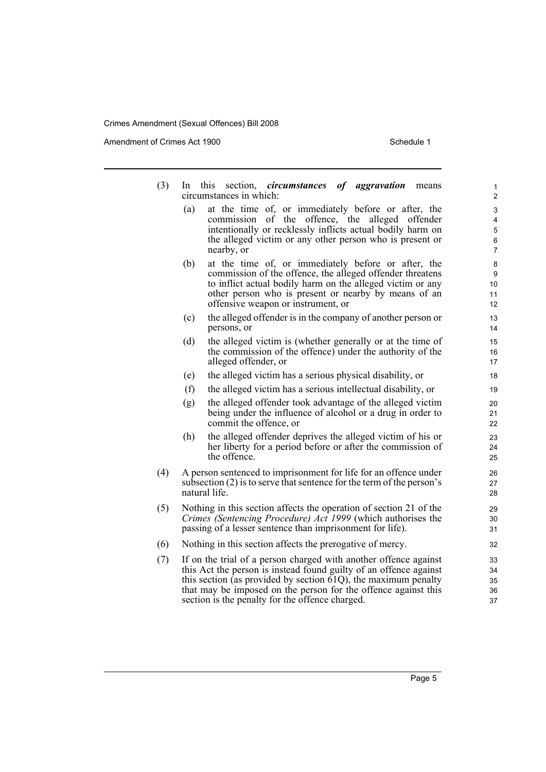(3) In this section, ***circumstances of aggravation*** means circumstances in which:

(a) at the time of, or immediately before or after, the commission of the offence, the alleged offender intentionally or recklessly inflicts actual bodily harm on the alleged victim or any other person who is present or nearby, or

(b) at the time of, or immediately before or after, the commission of the offence, the alleged offender threatens to inflict actual bodily harm on the alleged victim or any other person who is present or nearby by means of an offensive weapon or instrument, or

(c) the alleged offender is in the company of another person or persons, or

(d) the alleged victim is (whether generally or at the time of the commission of the offence) under the authority of the alleged offender, or

(e) the alleged victim has a serious physical disability, or

(f) the alleged victim has a serious intellectual disability, or

(g) the alleged offender took advantage of the alleged victim being under the influence of alcohol or a drug in order to commit the offence, or

(h) the alleged offender deprives the alleged victim of his or her liberty for a period before or after the commission of the offence.

(4) A person sentenced to imprisonment for life for an offence under subsection (2) is to serve that sentence for the term of the person's natural life.

(5) Nothing in this section affects the operation of section 21 of the *Crimes (Sentencing Procedure) Act 1999* (which authorises the passing of a lesser sentence than imprisonment for life).

(6) Nothing in this section affects the prerogative of mercy.

(7) If on the trial of a person charged with another offence against this Act the person is instead found guilty of an offence against this section (as provided by section 61Q), the maximum penalty that may be imposed on the person for the offence against this section is the penalty for the offence charged.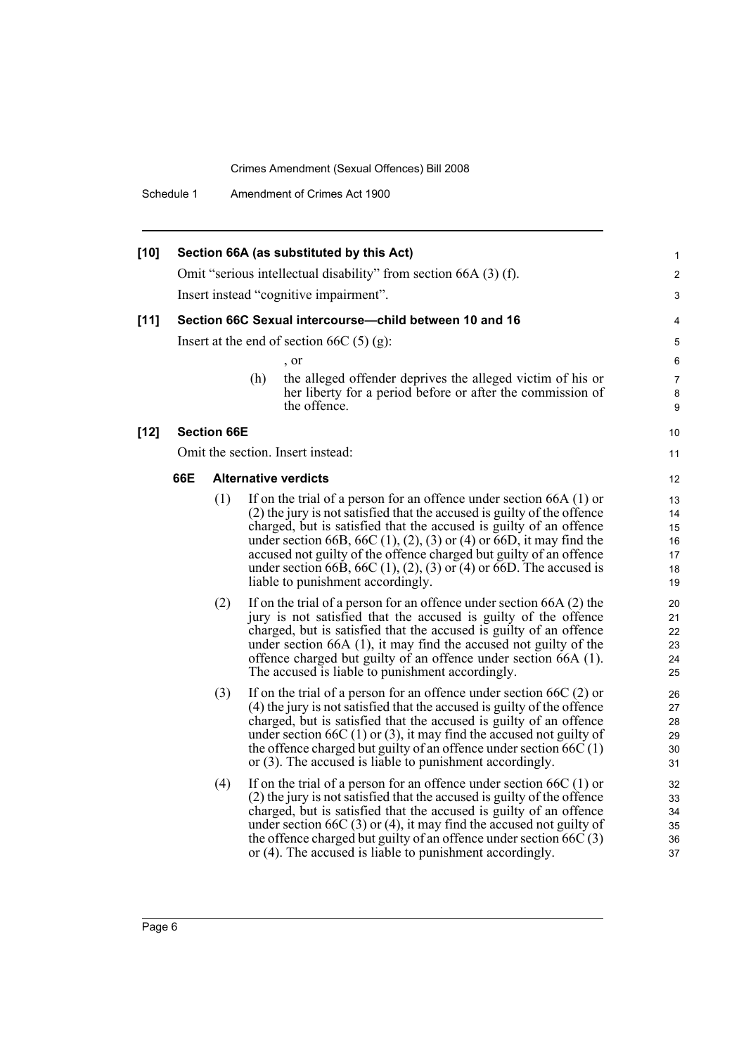**[10] Section 66A (as substituted by this Act)**

Omit "serious intellectual disability" from section 66A (3) (f).

Insert instead "cognitive impairment".

**[11] Section 66C Sexual intercourse—child between 10 and 16**

Insert at the end of section 66C (5) (g):

, or

(h) the alleged offender deprives the alleged victim of his or her liberty for a period before or after the commission of the offence.

**[12] Section 66E**

Omit the section. Insert instead:

**66E Alternative verdicts**

(1) If on the trial of a person for an offence under section 66A (1) or (2) the jury is not satisfied that the accused is guilty of the offence charged, but is satisfied that the accused is guilty of an offence under section 66B, 66C (1), (2), (3) or (4) or 66D, it may find the accused not guilty of the offence charged but guilty of an offence under section 66B, 66C (1), (2), (3) or (4) or 66D. The accused is liable to punishment accordingly.

(2) If on the trial of a person for an offence under section 66A (2) the jury is not satisfied that the accused is guilty of the offence charged, but is satisfied that the accused is guilty of an offence under section 66A (1), it may find the accused not guilty of the offence charged but guilty of an offence under section 66A (1). The accused is liable to punishment accordingly.

(3) If on the trial of a person for an offence under section 66C (2) or (4) the jury is not satisfied that the accused is guilty of the offence charged, but is satisfied that the accused is guilty of an offence under section 66C (1) or (3), it may find the accused not guilty of the offence charged but guilty of an offence under section 66C (1) or (3). The accused is liable to punishment accordingly.

(4) If on the trial of a person for an offence under section 66C (1) or (2) the jury is not satisfied that the accused is guilty of the offence charged, but is satisfied that the accused is guilty of an offence under section 66C (3) or (4), it may find the accused not guilty of the offence charged but guilty of an offence under section 66C (3) or (4). The accused is liable to punishment accordingly.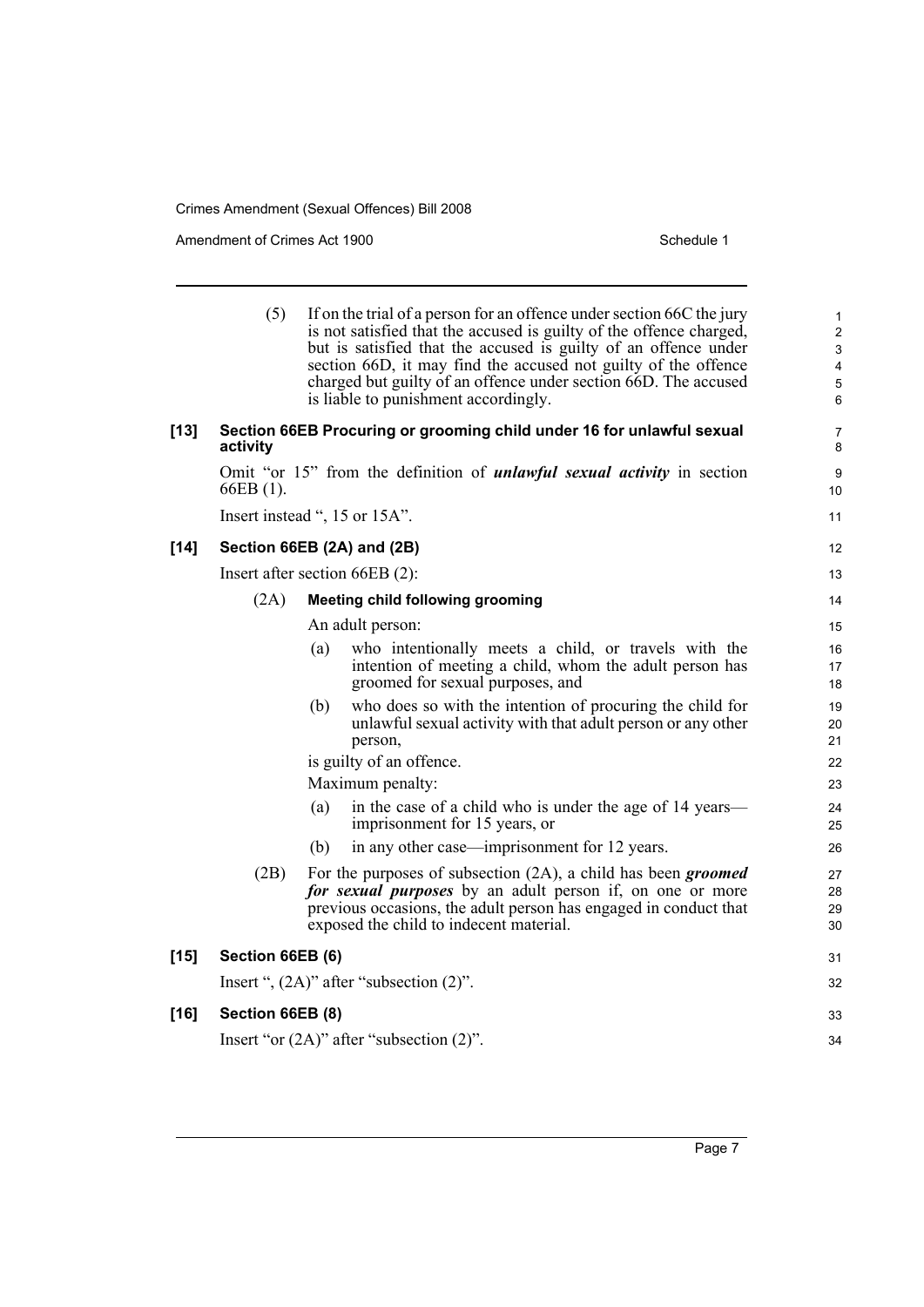(5) If on the trial of a person for an offence under section 66C the jury is not satisfied that the accused is guilty of the offence charged, but is satisfied that the accused is guilty of an offence under section 66D, it may find the accused not guilty of the offence charged but guilty of an offence under section 66D. The accused is liable to punishment accordingly.

**[13] Section 66EB Procuring or grooming child under 16 for unlawful sexual activity**

Omit "or 15" from the definition of ***unlawful sexual activity*** in section 66EB (1).

Insert instead ", 15 or 15A".

**[14] Section 66EB (2A) and (2B)**

Insert after section 66EB (2):

(2A) **Meeting child following grooming**

An adult person:

(a) who intentionally meets a child, or travels with the intention of meeting a child, whom the adult person has groomed for sexual purposes, and

(b) who does so with the intention of procuring the child for unlawful sexual activity with that adult person or any other person,

is guilty of an offence.

Maximum penalty:

(a) in the case of a child who is under the age of 14 years—imprisonment for 15 years, or

(b) in any other case—imprisonment for 12 years.

(2B) For the purposes of subsection (2A), a child has been ***groomed for sexual purposes*** by an adult person if, on one or more previous occasions, the adult person has engaged in conduct that exposed the child to indecent material.

**[15] Section 66EB (6)**

Insert ", (2A)" after "subsection (2)".

**[16] Section 66EB (8)**

Insert "or (2A)" after "subsection (2)".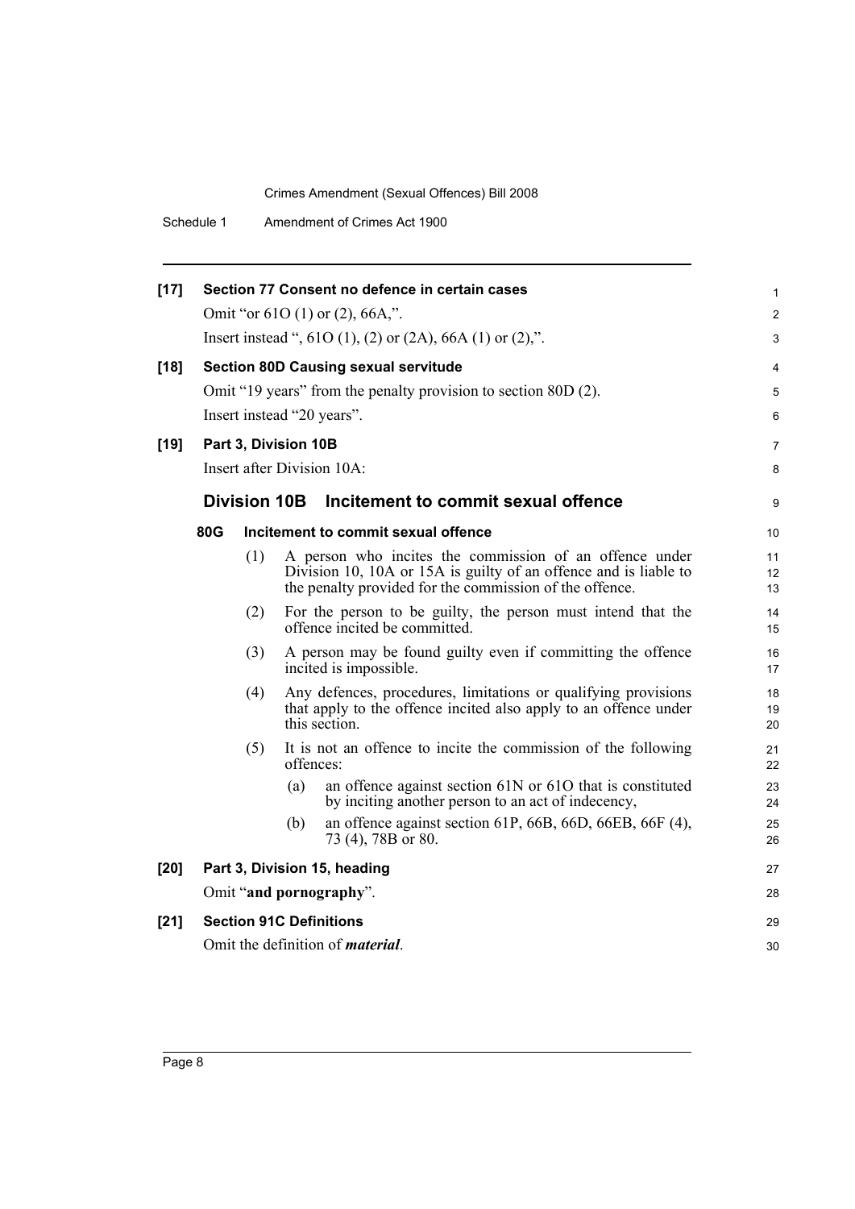**[17] Section 77 Consent no defence in certain cases**

Omit "or 61O (1) or (2), 66A,".

Insert instead ", 61O (1), (2) or (2A), 66A (1) or (2),".

**[18] Section 80D Causing sexual servitude**

Omit "19 years" from the penalty provision to section 80D (2).

Insert instead "20 years".

**[19] Part 3, Division 10B**

Insert after Division 10A:

## Division 10B Incitement to commit sexual offence

**80G Incitement to commit sexual offence**

(1) A person who incites the commission of an offence under Division 10, 10A or 15A is guilty of an offence and is liable to the penalty provided for the commission of the offence.

(2) For the person to be guilty, the person must intend that the offence incited be committed.

(3) A person may be found guilty even if committing the offence incited is impossible.

(4) Any defences, procedures, limitations or qualifying provisions that apply to the offence incited also apply to an offence under this section.

(5) It is not an offence to incite the commission of the following offences:

(a) an offence against section 61N or 61O that is constituted by inciting another person to an act of indecency,

(b) an offence against section 61P, 66B, 66D, 66EB, 66F (4), 73 (4), 78B or 80.

**[20] Part 3, Division 15, heading**

Omit "**and pornography**".

**[21] Section 91C Definitions**

Omit the definition of ***material***.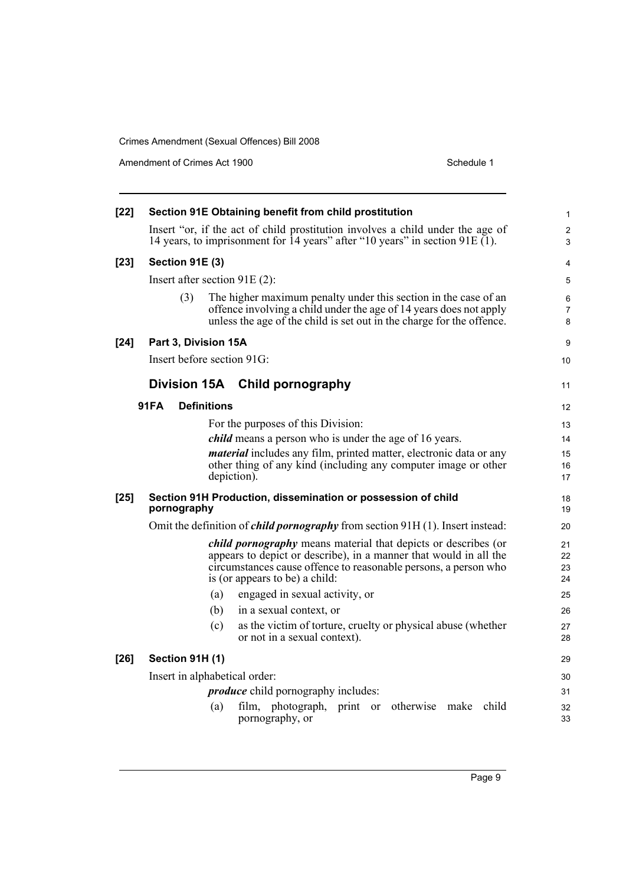**[22] Section 91E Obtaining benefit from child prostitution**

Insert "or, if the act of child prostitution involves a child under the age of 14 years, to imprisonment for 14 years" after "10 years" in section 91E (1).

**[23] Section 91E (3)**

Insert after section 91E (2):

(3) The higher maximum penalty under this section in the case of an offence involving a child under the age of 14 years does not apply unless the age of the child is set out in the charge for the offence.

**[24] Part 3, Division 15A**

Insert before section 91G:

## Division 15A Child pornography

**91FA Definitions**

For the purposes of this Division:

***child*** means a person who is under the age of 16 years.

***material*** includes any film, printed matter, electronic data or any other thing of any kind (including any computer image or other depiction).

**[25] Section 91H Production, dissemination or possession of child pornography**

Omit the definition of ***child pornography*** from section 91H (1). Insert instead:

***child pornography*** means material that depicts or describes (or appears to depict or describe), in a manner that would in all the circumstances cause offence to reasonable persons, a person who is (or appears to be) a child:

(a) engaged in sexual activity, or

(b) in a sexual context, or

(c) as the victim of torture, cruelty or physical abuse (whether or not in a sexual context).

**[26] Section 91H (1)**

Insert in alphabetical order:

***produce*** child pornography includes:

(a) film, photograph, print or otherwise make child pornography, or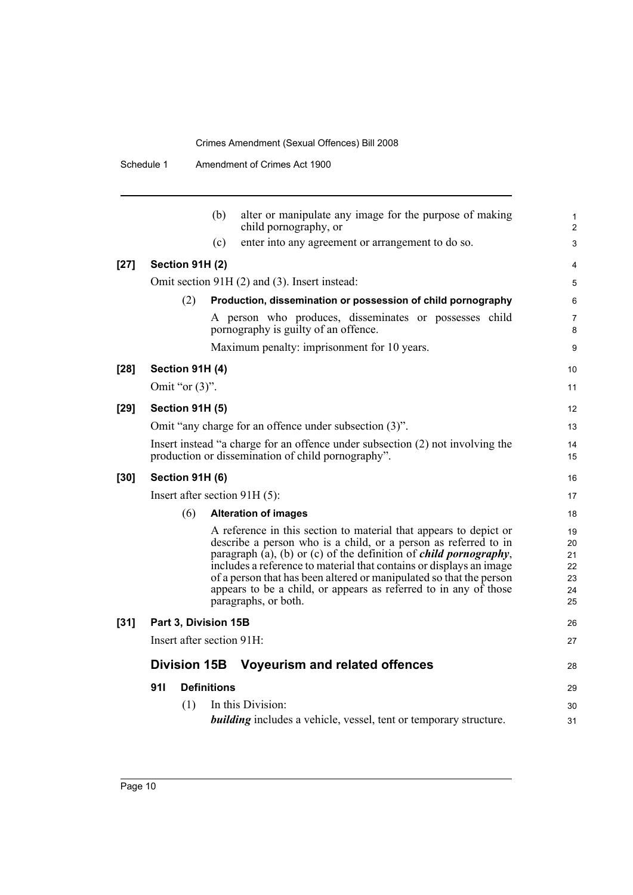(b) alter or manipulate any image for the purpose of making child pornography, or

(c) enter into any agreement or arrangement to do so.

**[27] Section 91H (2)**

Omit section 91H (2) and (3). Insert instead:

(2) **Production, dissemination or possession of child pornography**

A person who produces, disseminates or possesses child pornography is guilty of an offence.

Maximum penalty: imprisonment for 10 years.

**[28] Section 91H (4)**

Omit "or (3)".

**[29] Section 91H (5)**

Omit "any charge for an offence under subsection (3)".

Insert instead "a charge for an offence under subsection (2) not involving the production or dissemination of child pornography".

**[30] Section 91H (6)**

Insert after section 91H (5):

(6) **Alteration of images**

A reference in this section to material that appears to depict or describe a person who is a child, or a person as referred to in paragraph (a), (b) or (c) of the definition of ***child pornography***, includes a reference to material that contains or displays an image of a person that has been altered or manipulated so that the person appears to be a child, or appears as referred to in any of those paragraphs, or both.

**[31] Part 3, Division 15B**

Insert after section 91H:

## Division 15B Voyeurism and related offences

### 91I Definitions

(1) In this Division:

***building*** includes a vehicle, vessel, tent or temporary structure.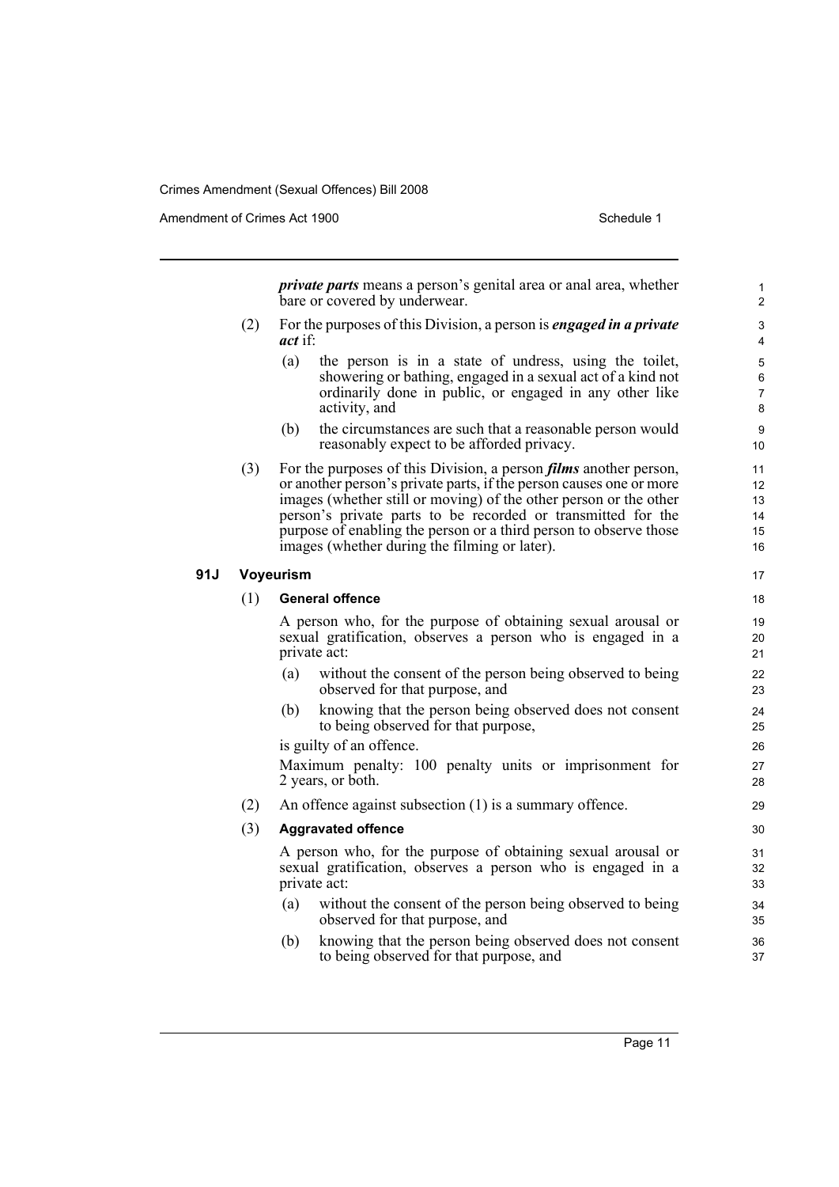***private parts*** means a person's genital area or anal area, whether bare or covered by underwear.

(2) For the purposes of this Division, a person is ***engaged in a private act*** if:

(a) the person is in a state of undress, using the toilet, showering or bathing, engaged in a sexual act of a kind not ordinarily done in public, or engaged in any other like activity, and

(b) the circumstances are such that a reasonable person would reasonably expect to be afforded privacy.

(3) For the purposes of this Division, a person ***films*** another person, or another person's private parts, if the person causes one or more images (whether still or moving) of the other person or the other person's private parts to be recorded or transmitted for the purpose of enabling the person or a third person to observe those images (whether during the filming or later).

### 91J Voyeurism

(1) **General offence**

A person who, for the purpose of obtaining sexual arousal or sexual gratification, observes a person who is engaged in a private act:

(a) without the consent of the person being observed to being observed for that purpose, and

(b) knowing that the person being observed does not consent to being observed for that purpose,

is guilty of an offence.

Maximum penalty: 100 penalty units or imprisonment for 2 years, or both.

(2) An offence against subsection (1) is a summary offence.

(3) **Aggravated offence**

A person who, for the purpose of obtaining sexual arousal or sexual gratification, observes a person who is engaged in a private act:

(a) without the consent of the person being observed to being observed for that purpose, and

(b) knowing that the person being observed does not consent to being observed for that purpose, and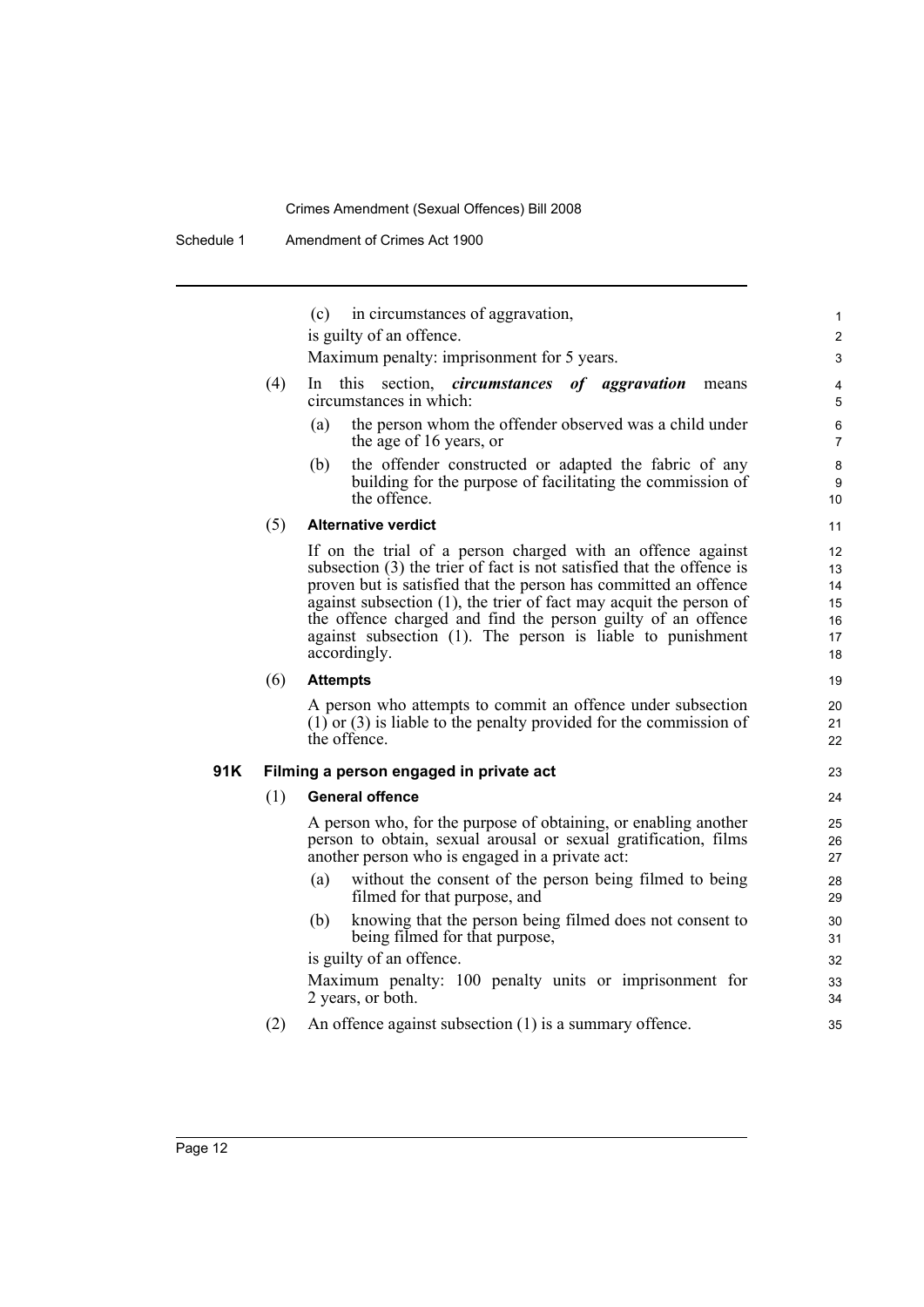(c) in circumstances of aggravation,

is guilty of an offence.

Maximum penalty: imprisonment for 5 years.

(4) In this section, ***circumstances of aggravation*** means circumstances in which:

(a) the person whom the offender observed was a child under the age of 16 years, or

(b) the offender constructed or adapted the fabric of any building for the purpose of facilitating the commission of the offence.

(5) **Alternative verdict**

If on the trial of a person charged with an offence against subsection (3) the trier of fact is not satisfied that the offence is proven but is satisfied that the person has committed an offence against subsection (1), the trier of fact may acquit the person of the offence charged and find the person guilty of an offence against subsection (1). The person is liable to punishment accordingly.

(6) **Attempts**

A person who attempts to commit an offence under subsection (1) or (3) is liable to the penalty provided for the commission of the offence.

**91K Filming a person engaged in private act**

(1) **General offence**

A person who, for the purpose of obtaining, or enabling another person to obtain, sexual arousal or sexual gratification, films another person who is engaged in a private act:

(a) without the consent of the person being filmed to being filmed for that purpose, and

(b) knowing that the person being filmed does not consent to being filmed for that purpose,

is guilty of an offence.

Maximum penalty: 100 penalty units or imprisonment for 2 years, or both.

(2) An offence against subsection (1) is a summary offence.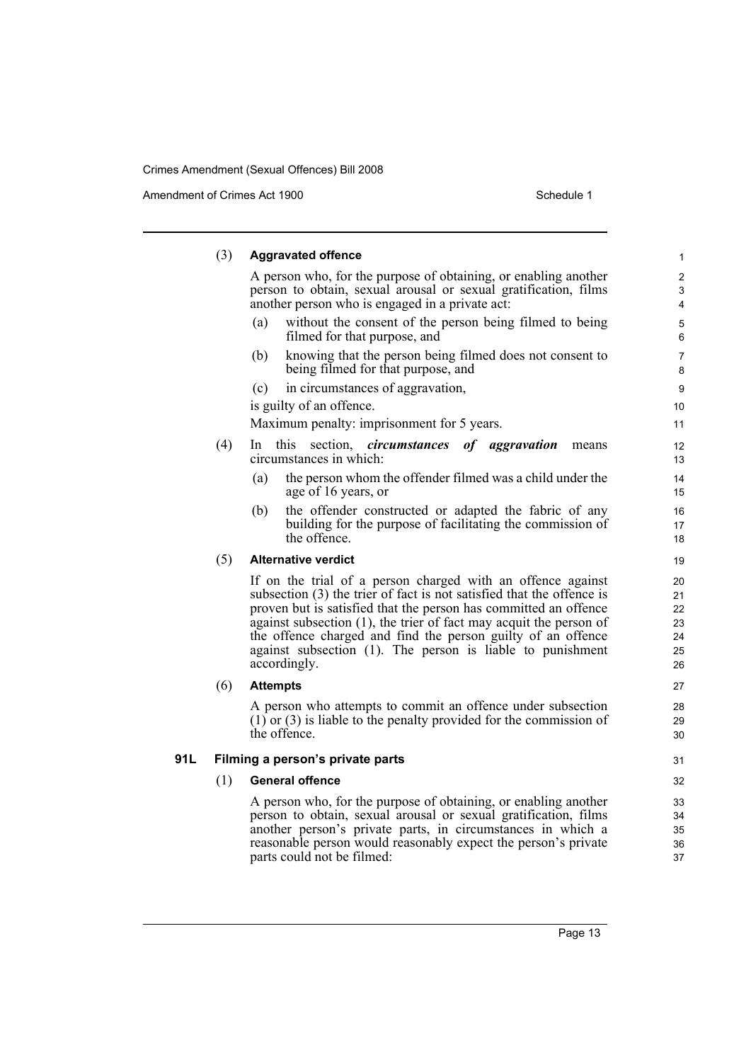(3) **Aggravated offence**

A person who, for the purpose of obtaining, or enabling another person to obtain, sexual arousal or sexual gratification, films another person who is engaged in a private act:

(a) without the consent of the person being filmed to being filmed for that purpose, and

(b) knowing that the person being filmed does not consent to being filmed for that purpose, and

(c) in circumstances of aggravation,

is guilty of an offence.

Maximum penalty: imprisonment for 5 years.

(4) In this section, ***circumstances of aggravation*** means circumstances in which:

(a) the person whom the offender filmed was a child under the age of 16 years, or

(b) the offender constructed or adapted the fabric of any building for the purpose of facilitating the commission of the offence.

(5) **Alternative verdict**

If on the trial of a person charged with an offence against subsection (3) the trier of fact is not satisfied that the offence is proven but is satisfied that the person has committed an offence against subsection (1), the trier of fact may acquit the person of the offence charged and find the person guilty of an offence against subsection (1). The person is liable to punishment accordingly.

(6) **Attempts**

A person who attempts to commit an offence under subsection (1) or (3) is liable to the penalty provided for the commission of the offence.

**91L Filming a person's private parts**

(1) **General offence**

A person who, for the purpose of obtaining, or enabling another person to obtain, sexual arousal or sexual gratification, films another person's private parts, in circumstances in which a reasonable person would reasonably expect the person's private parts could not be filmed: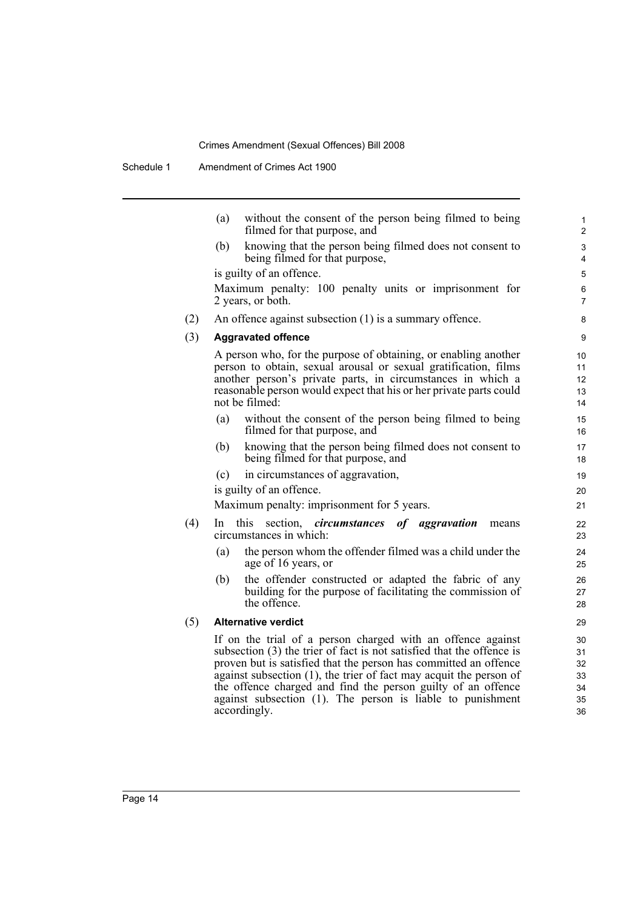(a) without the consent of the person being filmed to being filmed for that purpose, and

(b) knowing that the person being filmed does not consent to being filmed for that purpose,

is guilty of an offence.

Maximum penalty: 100 penalty units or imprisonment for 2 years, or both.

(2) An offence against subsection (1) is a summary offence.

(3) **Aggravated offence**

A person who, for the purpose of obtaining, or enabling another person to obtain, sexual arousal or sexual gratification, films another person's private parts, in circumstances in which a reasonable person would expect that his or her private parts could not be filmed:

(a) without the consent of the person being filmed to being filmed for that purpose, and

(b) knowing that the person being filmed does not consent to being filmed for that purpose, and

(c) in circumstances of aggravation,

is guilty of an offence.

Maximum penalty: imprisonment for 5 years.

(4) In this section, ***circumstances of aggravation*** means circumstances in which:

(a) the person whom the offender filmed was a child under the age of 16 years, or

(b) the offender constructed or adapted the fabric of any building for the purpose of facilitating the commission of the offence.

(5) **Alternative verdict**

If on the trial of a person charged with an offence against subsection (3) the trier of fact is not satisfied that the offence is proven but is satisfied that the person has committed an offence against subsection (1), the trier of fact may acquit the person of the offence charged and find the person guilty of an offence against subsection (1). The person is liable to punishment accordingly.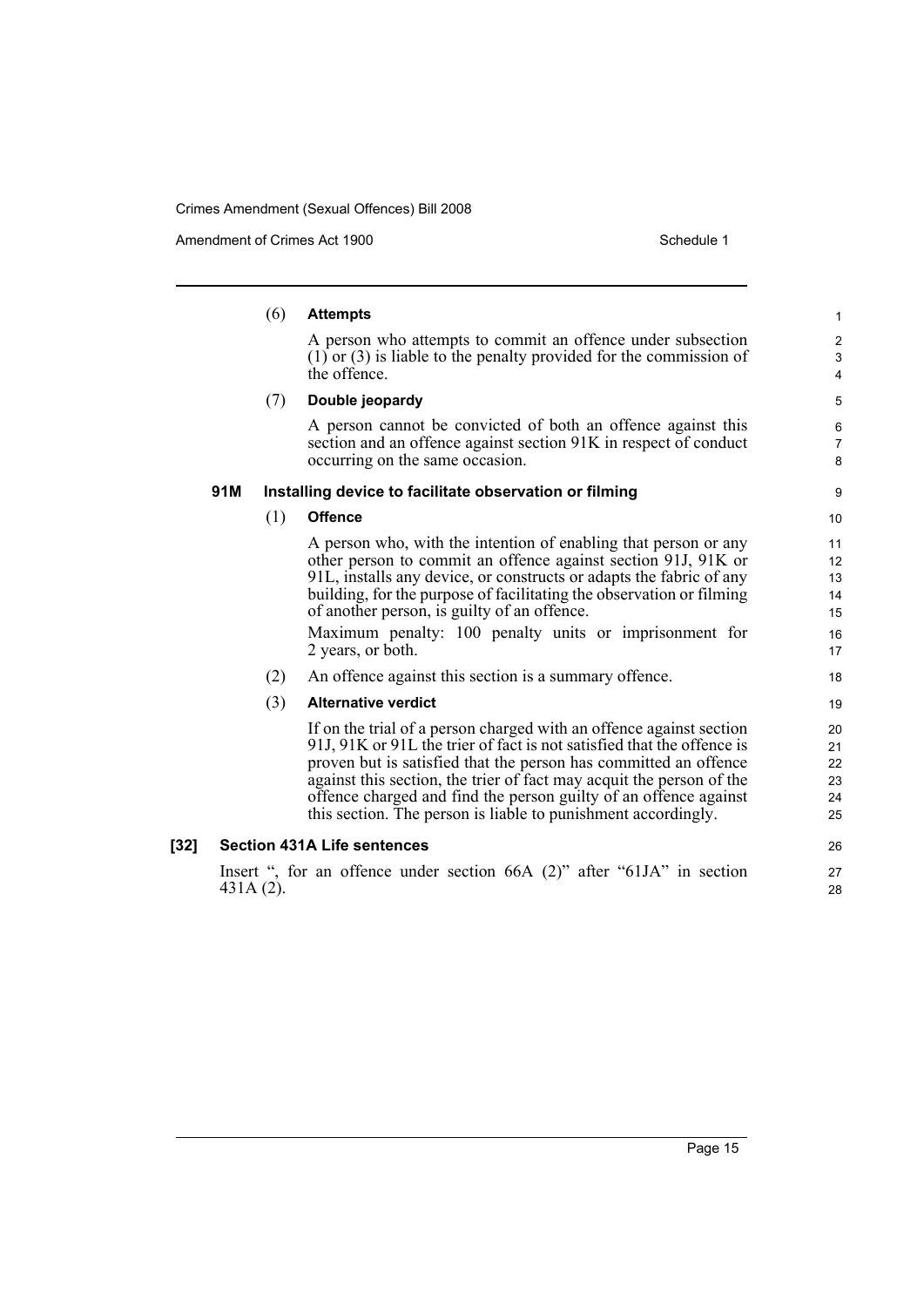(6) **Attempts**

A person who attempts to commit an offence under subsection (1) or (3) is liable to the penalty provided for the commission of the offence.

(7) **Double jeopardy**

A person cannot be convicted of both an offence against this section and an offence against section 91K in respect of conduct occurring on the same occasion.

### 91M Installing device to facilitate observation or filming

(1) **Offence**

A person who, with the intention of enabling that person or any other person to commit an offence against section 91J, 91K or 91L, installs any device, or constructs or adapts the fabric of any building, for the purpose of facilitating the observation or filming of another person, is guilty of an offence.

Maximum penalty: 100 penalty units or imprisonment for 2 years, or both.

(2) An offence against this section is a summary offence.

(3) **Alternative verdict**

If on the trial of a person charged with an offence against section 91J, 91K or 91L the trier of fact is not satisfied that the offence is proven but is satisfied that the person has committed an offence against this section, the trier of fact may acquit the person of the offence charged and find the person guilty of an offence against this section. The person is liable to punishment accordingly.

## [32] Section 431A Life sentences

Insert ", for an offence under section 66A (2)" after "61JA" in section 431A (2).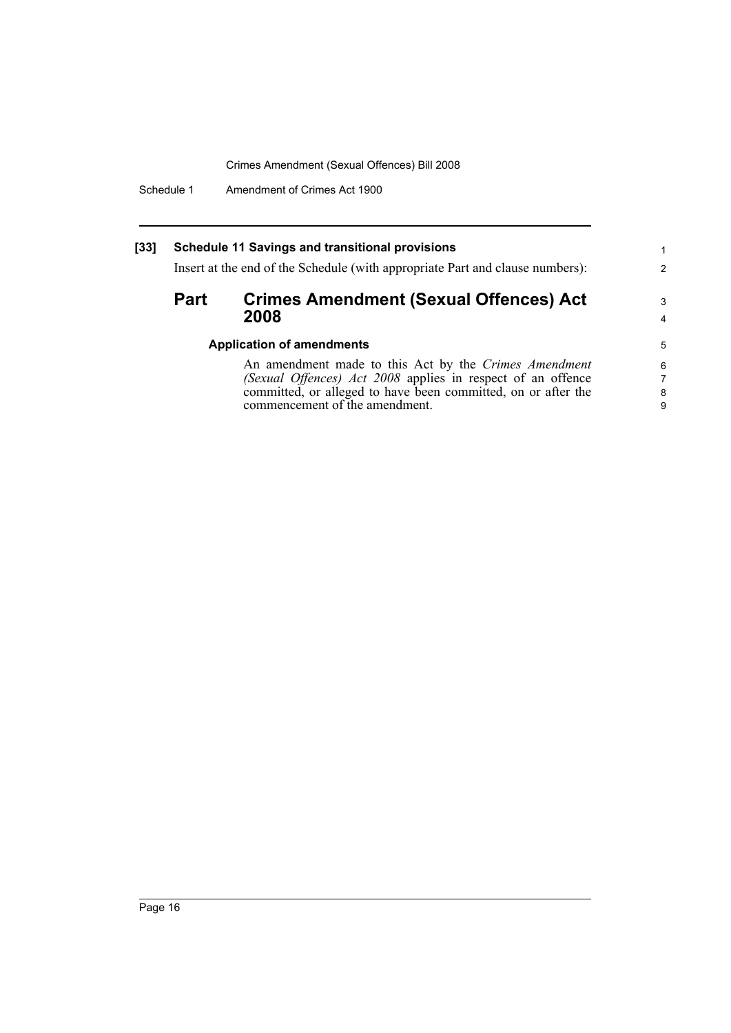**[33] Schedule 11 Savings and transitional provisions**

Insert at the end of the Schedule (with appropriate Part and clause numbers):

## Part Crimes Amendment (Sexual Offences) Act 2008

### Application of amendments

An amendment made to this Act by the *Crimes Amendment (Sexual Offences) Act 2008* applies in respect of an offence committed, or alleged to have been committed, on or after the commencement of the amendment.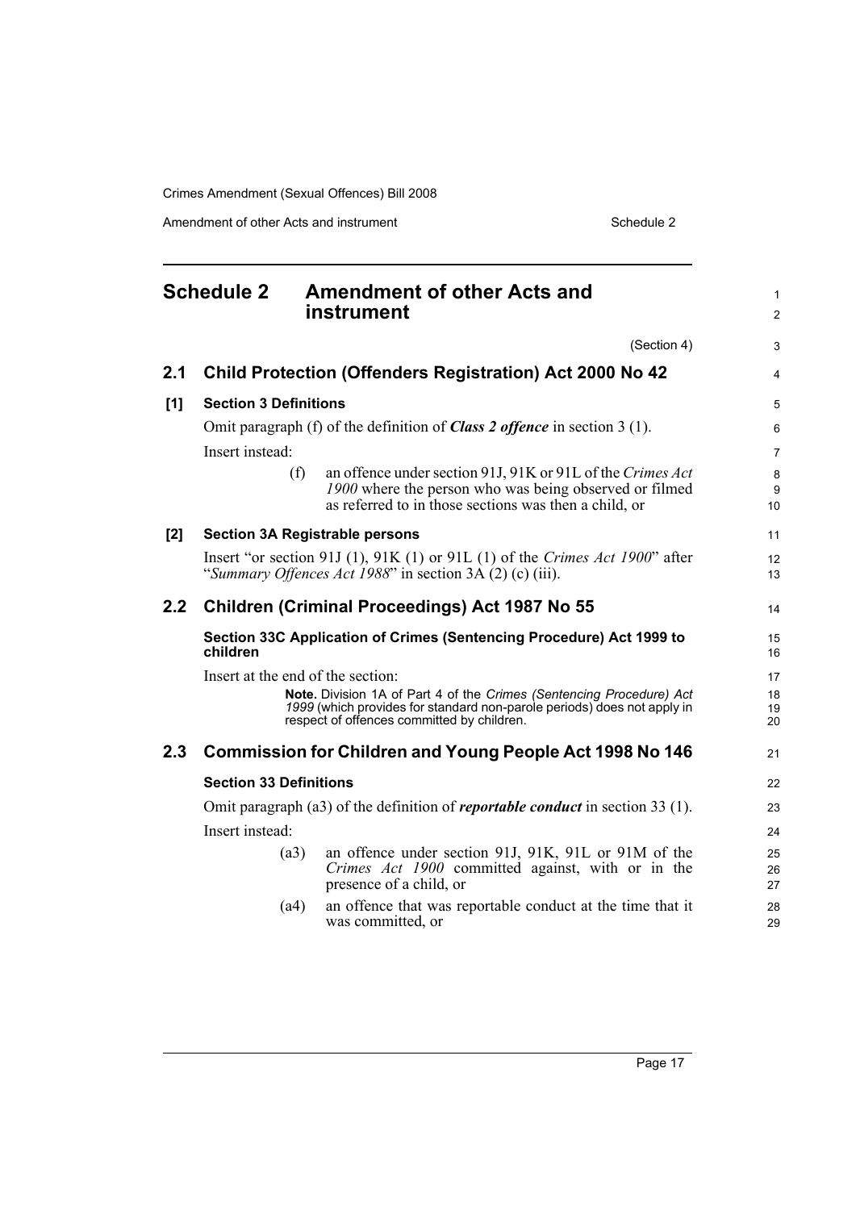# Schedule 2 Amendment of other Acts and instrument

(Section 4)

## 2.1 Child Protection (Offenders Registration) Act 2000 No 42

### [1] Section 3 Definitions

Omit paragraph (f) of the definition of ***Class 2 offence*** in section 3 (1).

Insert instead:

> (f) an offence under section 91J, 91K or 91L of the *Crimes Act 1900* where the person who was being observed or filmed as referred to in those sections was then a child, or

### [2] Section 3A Registrable persons

Insert "or section 91J (1), 91K (1) or 91L (1) of the *Crimes Act 1900*" after "*Summary Offences Act 1988*" in section 3A (2) (c) (iii).

## 2.2 Children (Criminal Proceedings) Act 1987 No 55

### Section 33C Application of Crimes (Sentencing Procedure) Act 1999 to children

Insert at the end of the section:

> **Note.** Division 1A of Part 4 of the *Crimes (Sentencing Procedure) Act 1999* (which provides for standard non-parole periods) does not apply in respect of offences committed by children.

## 2.3 Commission for Children and Young People Act 1998 No 146

### Section 33 Definitions

Omit paragraph (a3) of the definition of ***reportable conduct*** in section 33 (1).

Insert instead:

> (a3) an offence under section 91J, 91K, 91L or 91M of the *Crimes Act 1900* committed against, with or in the presence of a child, or
>
> (a4) an offence that was reportable conduct at the time that it was committed, or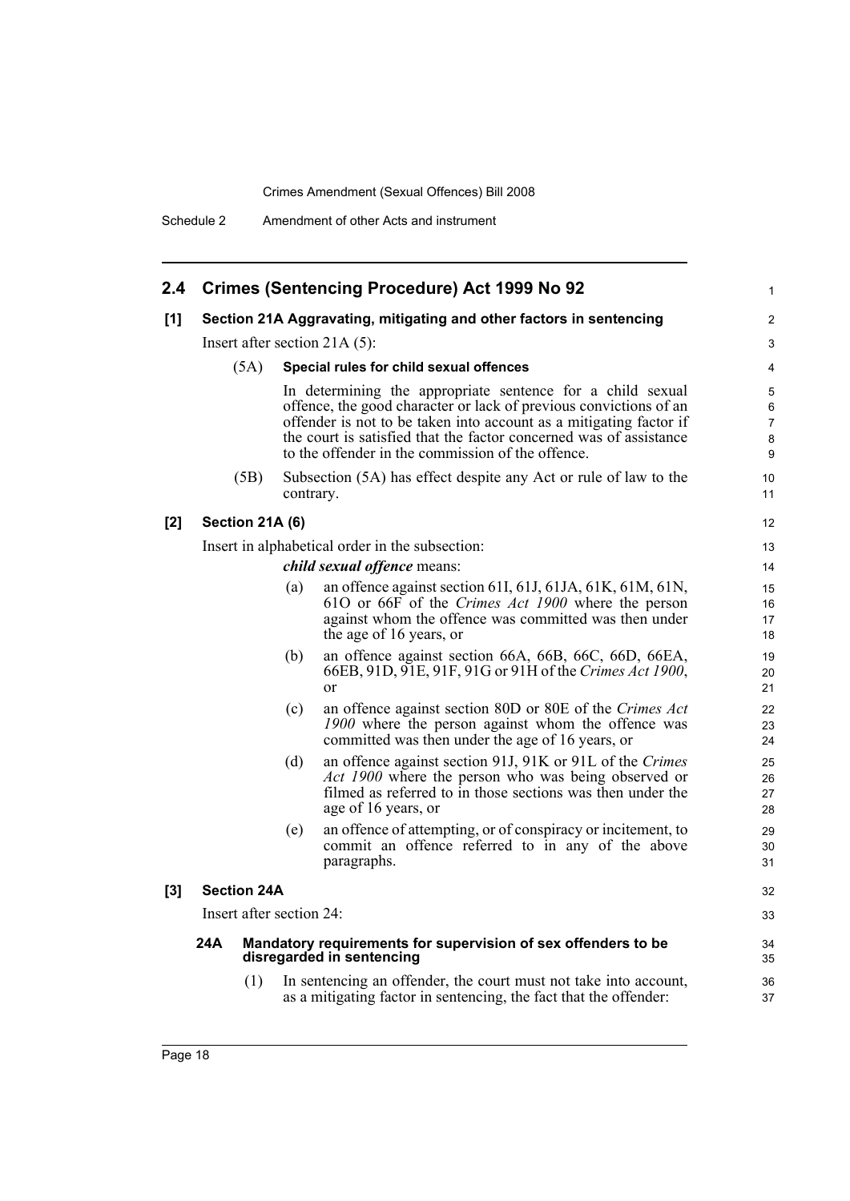## 2.4 Crimes (Sentencing Procedure) Act 1999 No 92

**[1] Section 21A Aggravating, mitigating and other factors in sentencing**

Insert after section 21A (5):

(5A) **Special rules for child sexual offences**

In determining the appropriate sentence for a child sexual offence, the good character or lack of previous convictions of an offender is not to be taken into account as a mitigating factor if the court is satisfied that the factor concerned was of assistance to the offender in the commission of the offence.

(5B) Subsection (5A) has effect despite any Act or rule of law to the contrary.

**[2] Section 21A (6)**

Insert in alphabetical order in the subsection:

***child sexual offence*** means:

(a) an offence against section 61I, 61J, 61JA, 61K, 61M, 61N, 61O or 66F of the *Crimes Act 1900* where the person against whom the offence was committed was then under the age of 16 years, or

(b) an offence against section 66A, 66B, 66C, 66D, 66EA, 66EB, 91D, 91E, 91F, 91G or 91H of the *Crimes Act 1900*, or

(c) an offence against section 80D or 80E of the *Crimes Act 1900* where the person against whom the offence was committed was then under the age of 16 years, or

(d) an offence against section 91J, 91K or 91L of the *Crimes Act 1900* where the person who was being observed or filmed as referred to in those sections was then under the age of 16 years, or

(e) an offence of attempting, or of conspiracy or incitement, to commit an offence referred to in any of the above paragraphs.

**[3] Section 24A**

Insert after section 24:

**24A Mandatory requirements for supervision of sex offenders to be disregarded in sentencing**

(1) In sentencing an offender, the court must not take into account, as a mitigating factor in sentencing, the fact that the offender: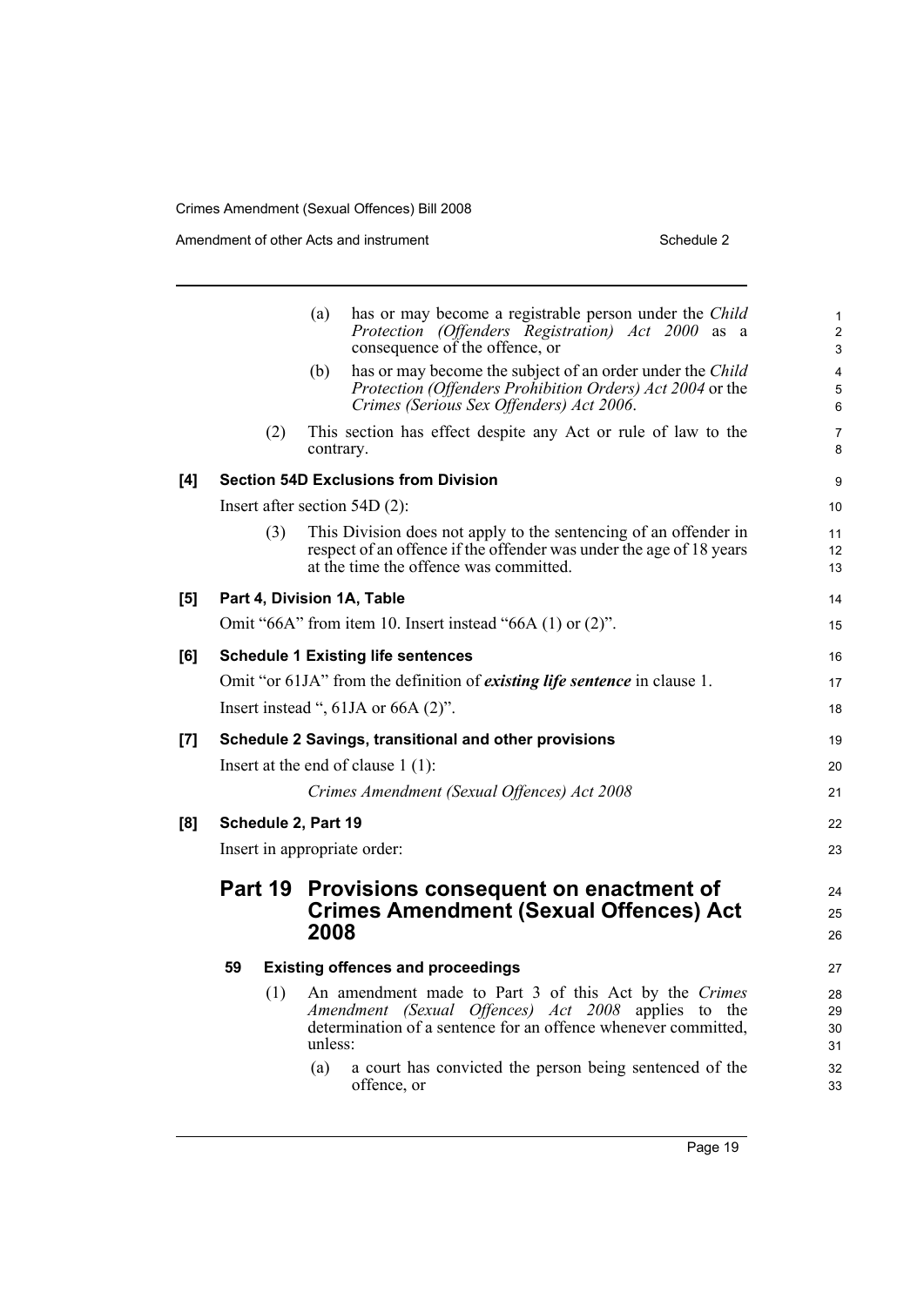(a) has or may become a registrable person under the *Child Protection (Offenders Registration) Act 2000* as a consequence of the offence, or

(b) has or may become the subject of an order under the *Child Protection (Offenders Prohibition Orders) Act 2004* or the *Crimes (Serious Sex Offenders) Act 2006*.

(2) This section has effect despite any Act or rule of law to the contrary.

**[4] Section 54D Exclusions from Division**

Insert after section 54D (2):

(3) This Division does not apply to the sentencing of an offender in respect of an offence if the offender was under the age of 18 years at the time the offence was committed.

**[5] Part 4, Division 1A, Table**

Omit "66A" from item 10. Insert instead "66A (1) or (2)".

**[6] Schedule 1 Existing life sentences**

Omit "or 61JA" from the definition of ***existing life sentence*** in clause 1.

Insert instead ", 61JA or 66A (2)".

**[7] Schedule 2 Savings, transitional and other provisions**

Insert at the end of clause 1 (1):

*Crimes Amendment (Sexual Offences) Act 2008*

**[8] Schedule 2, Part 19**

Insert in appropriate order:

## Part 19 Provisions consequent on enactment of Crimes Amendment (Sexual Offences) Act 2008

**59 Existing offences and proceedings**

(1) An amendment made to Part 3 of this Act by the *Crimes Amendment (Sexual Offences) Act 2008* applies to the determination of a sentence for an offence whenever committed, unless:

(a) a court has convicted the person being sentenced of the offence, or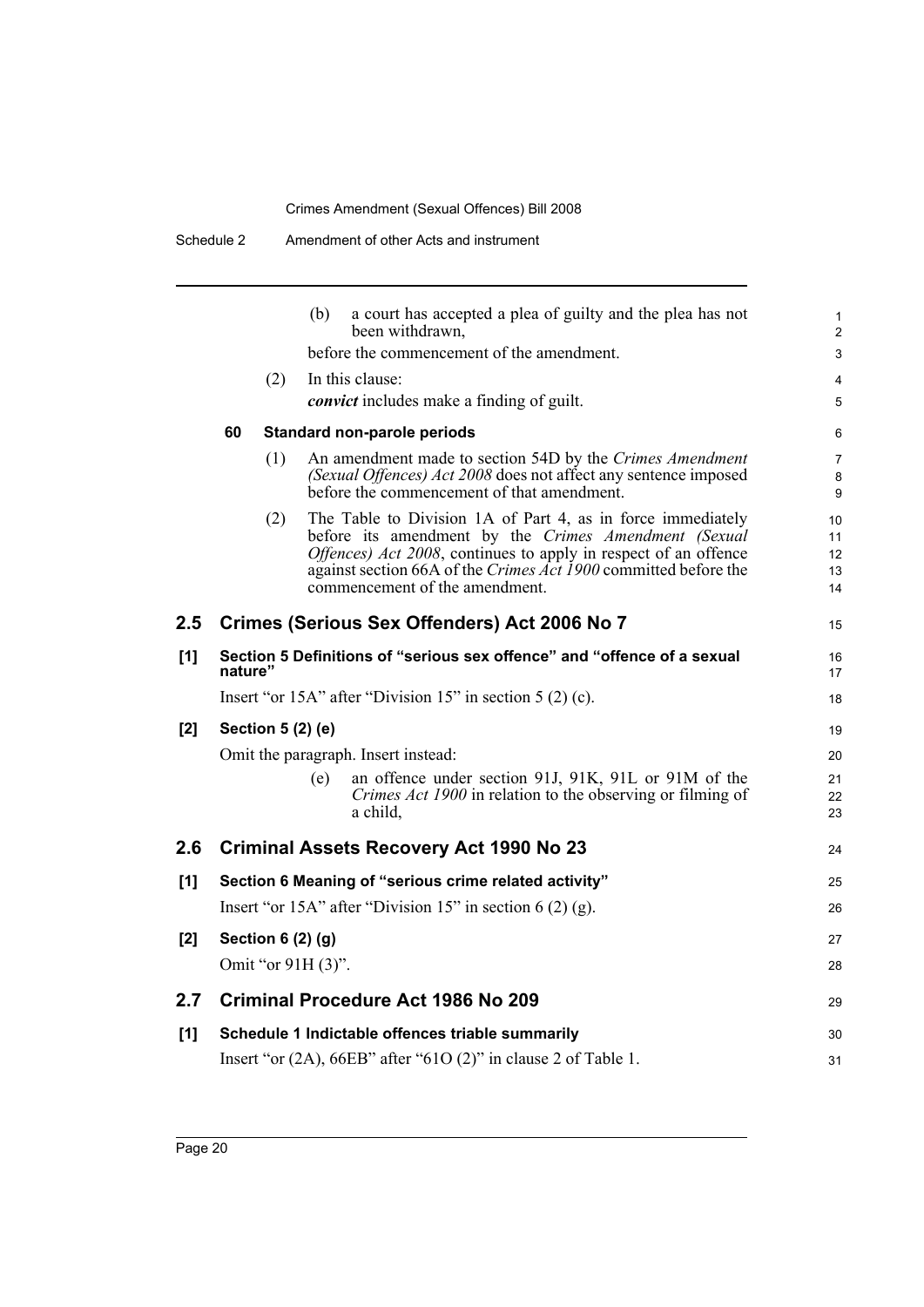(b) a court has accepted a plea of guilty and the plea has not been withdrawn,

before the commencement of the amendment.

(2) In this clause:

***convict*** includes make a finding of guilt.

**60 Standard non-parole periods**

(1) An amendment made to section 54D by the *Crimes Amendment (Sexual Offences) Act 2008* does not affect any sentence imposed before the commencement of that amendment.

(2) The Table to Division 1A of Part 4, as in force immediately before its amendment by the *Crimes Amendment (Sexual Offences) Act 2008*, continues to apply in respect of an offence against section 66A of the *Crimes Act 1900* committed before the commencement of the amendment.

## 2.5 Crimes (Serious Sex Offenders) Act 2006 No 7

**[1] Section 5 Definitions of "serious sex offence" and "offence of a sexual nature"**

Insert "or 15A" after "Division 15" in section 5 (2) (c).

**[2] Section 5 (2) (e)**

Omit the paragraph. Insert instead:

(e) an offence under section 91J, 91K, 91L or 91M of the *Crimes Act 1900* in relation to the observing or filming of a child,

## 2.6 Criminal Assets Recovery Act 1990 No 23

**[1] Section 6 Meaning of "serious crime related activity"**

Insert "or 15A" after "Division 15" in section 6 (2) (g).

**[2] Section 6 (2) (g)**

Omit "or 91H (3)".

## 2.7 Criminal Procedure Act 1986 No 209

**[1] Schedule 1 Indictable offences triable summarily**

Insert "or (2A), 66EB" after "61O (2)" in clause 2 of Table 1.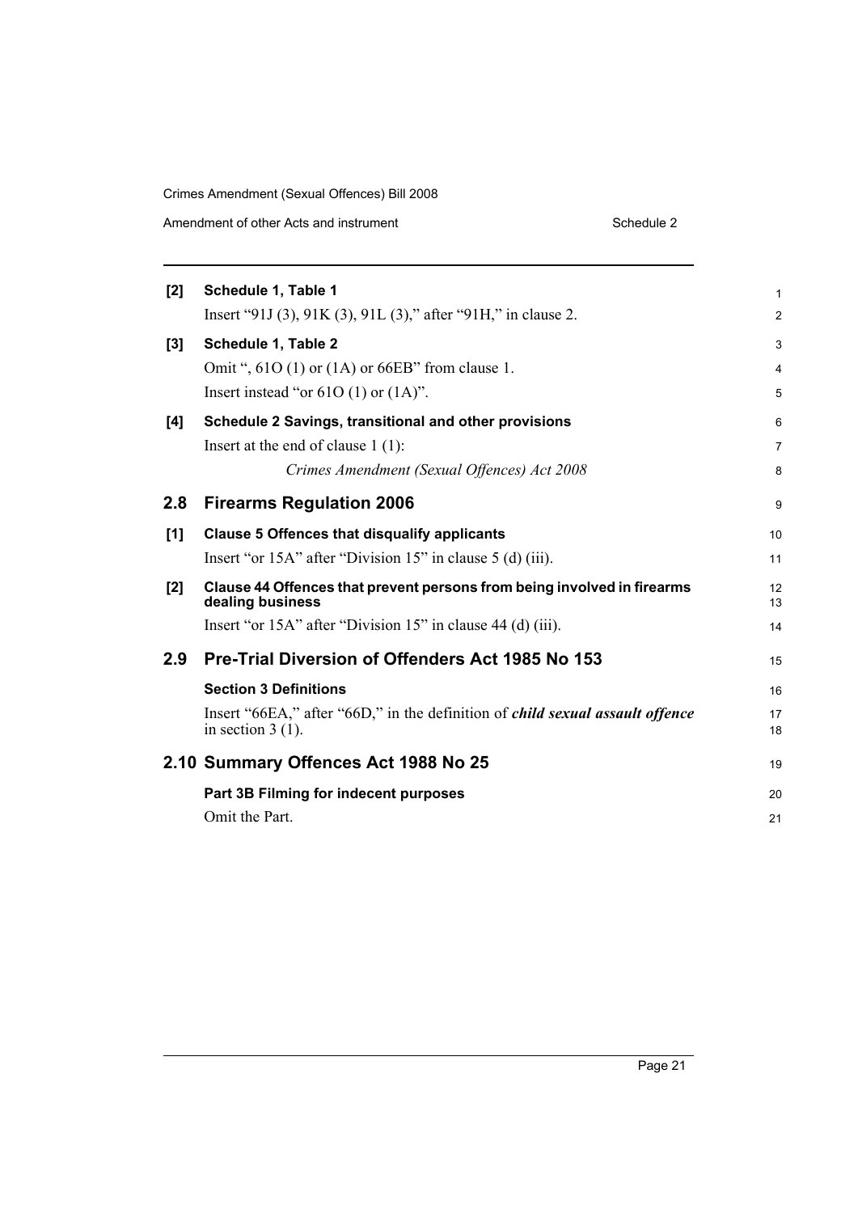**[2] Schedule 1, Table 1**

Insert "91J (3), 91K (3), 91L (3)," after "91H," in clause 2.

**[3] Schedule 1, Table 2**

Omit ", 61O (1) or (1A) or 66EB" from clause 1.

Insert instead "or 61O (1) or (1A)".

**[4] Schedule 2 Savings, transitional and other provisions**

Insert at the end of clause 1 (1):

*Crimes Amendment (Sexual Offences) Act 2008*

## 2.8 Firearms Regulation 2006

**[1] Clause 5 Offences that disqualify applicants**

Insert "or 15A" after "Division 15" in clause 5 (d) (iii).

**[2] Clause 44 Offences that prevent persons from being involved in firearms dealing business**

Insert "or 15A" after "Division 15" in clause 44 (d) (iii).

## 2.9 Pre-Trial Diversion of Offenders Act 1985 No 153

**Section 3 Definitions**

Insert "66EA," after "66D," in the definition of ***child sexual assault offence*** in section 3 (1).

## 2.10 Summary Offences Act 1988 No 25

**Part 3B Filming for indecent purposes**

Omit the Part.